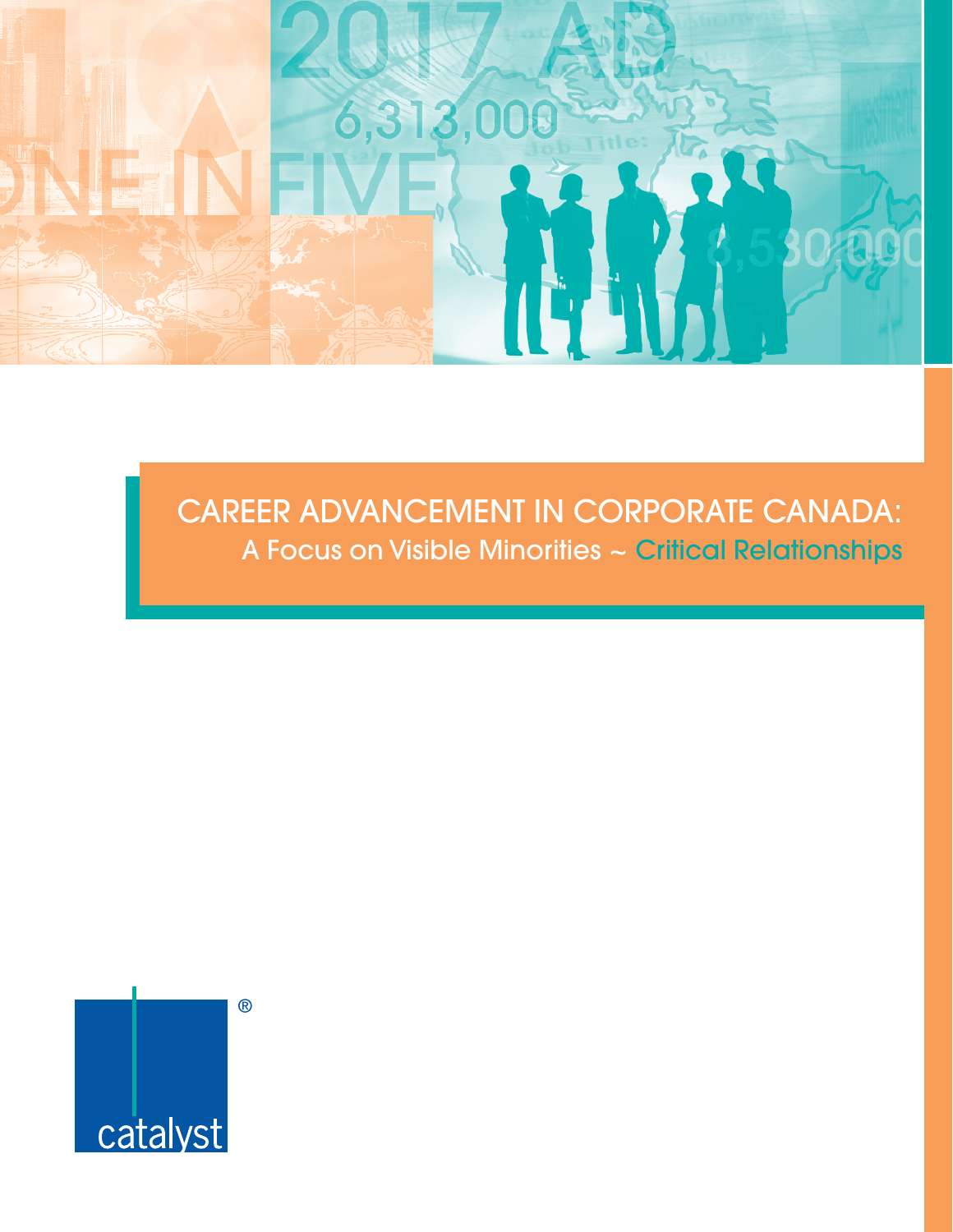# CAREER ADVANCEMENT IN CORPORATE CANADA:

## A Focus on Visible Minorities ~ Critical Relationships

catalyst®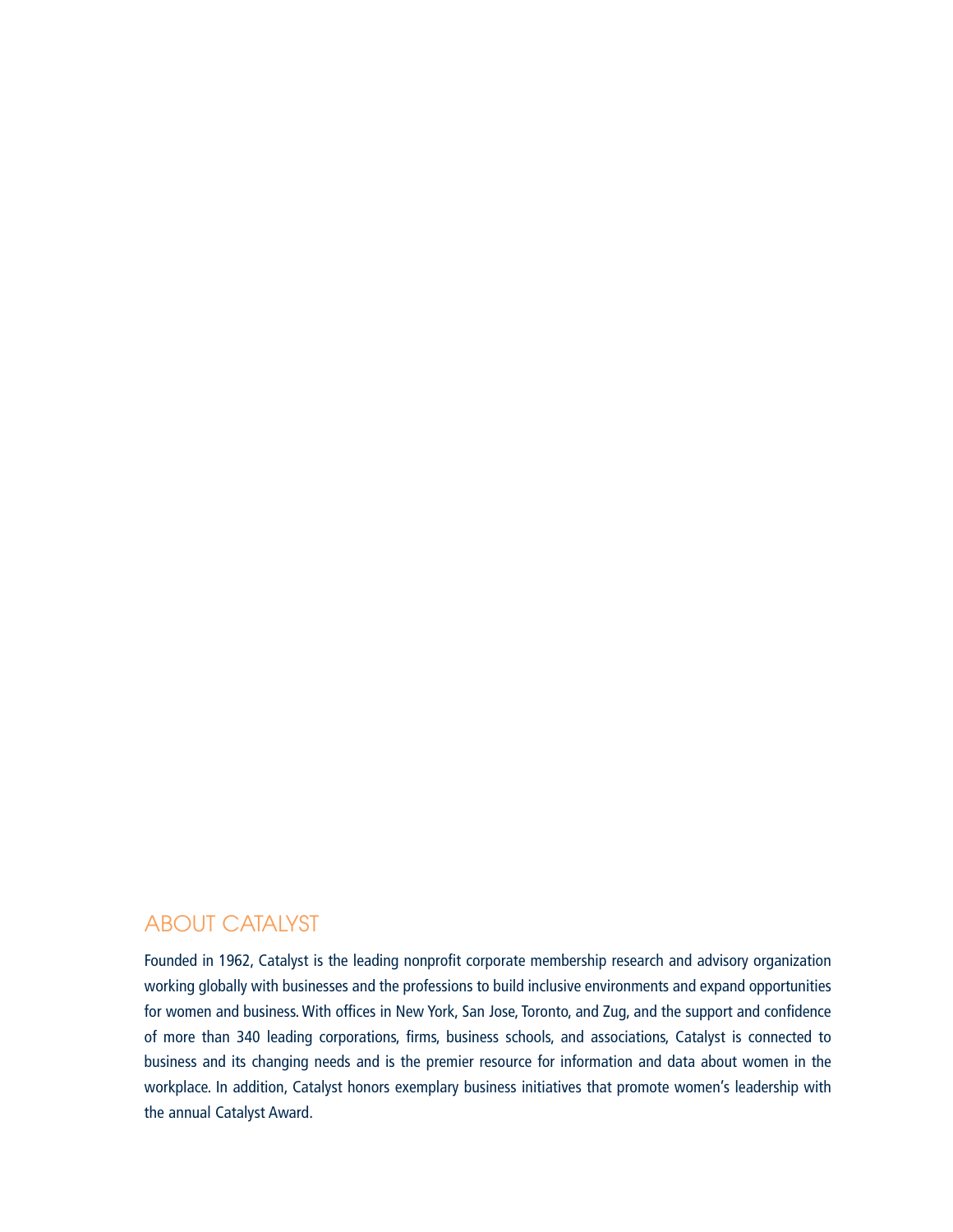## ABOUT CATALYST

Founded in 1962, Catalyst is the leading nonprofit corporate membership research and advisory organization working globally with businesses and the professions to build inclusive environments and expand opportunities for women and business. With offices in New York, San Jose, Toronto, and Zug, and the support and confidence of more than 340 leading corporations, firms, business schools, and associations, Catalyst is connected to business and its changing needs and is the premier resource for information and data about women in the workplace. In addition, Catalyst honors exemplary business initiatives that promote women's leadership with the annual Catalyst Award.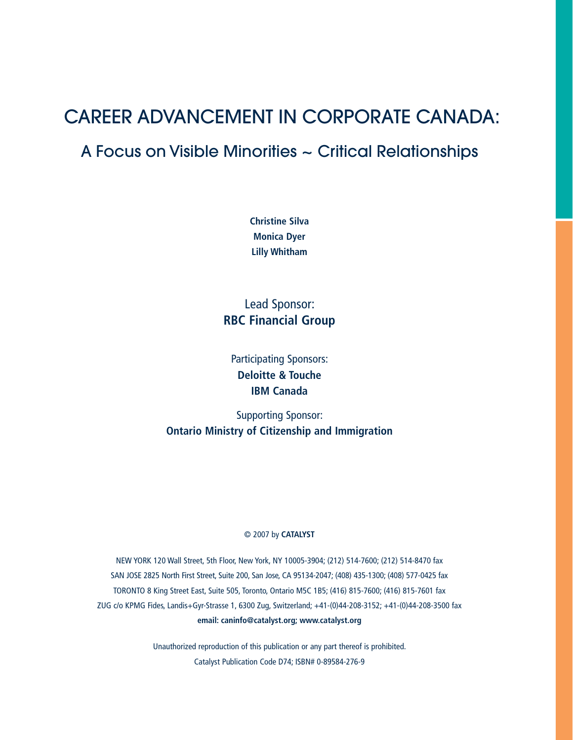# CAREER ADVANCEMENT IN CORPORATE CANADA:

## A Focus on Visible Minorities ~ Critical Relationships

**Christine Silva**
**Monica Dyer**
**Lilly Whitham**

Lead Sponsor:
**RBC Financial Group**

Participating Sponsors:
**Deloitte & Touche**
**IBM Canada**

Supporting Sponsor:
**Ontario Ministry of Citizenship and Immigration**

© 2007 by **CATALYST**

NEW YORK 120 Wall Street, 5th Floor, New York, NY 10005-3904; (212) 514-7600; (212) 514-8470 fax
SAN JOSE 2825 North First Street, Suite 200, San Jose, CA 95134-2047; (408) 435-1300; (408) 577-0425 fax
TORONTO 8 King Street East, Suite 505, Toronto, Ontario M5C 1B5; (416) 815-7600; (416) 815-7601 fax
ZUG c/o KPMG Fides, Landis+Gyr-Strasse 1, 6300 Zug, Switzerland; +41-(0)44-208-3152; +41-(0)44-208-3500 fax
**email: caninfo@catalyst.org; www.catalyst.org**

Unauthorized reproduction of this publication or any part thereof is prohibited.
Catalyst Publication Code D74; ISBN# 0-89584-276-9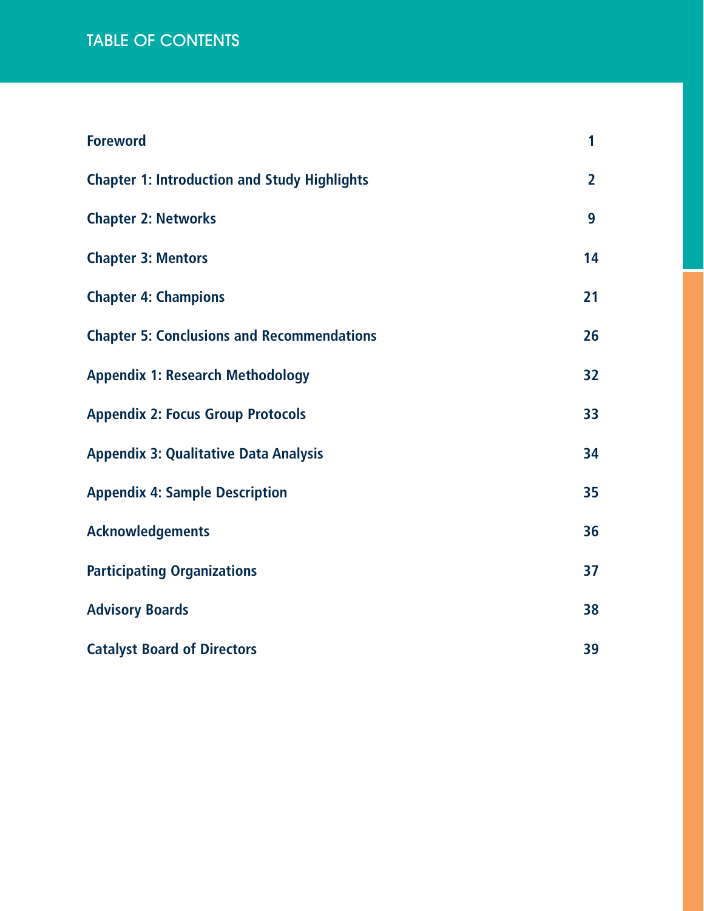# TABLE OF CONTENTS

| | |
|---|---|
| **Foreword** | **1** |
| **Chapter 1: Introduction and Study Highlights** | **2** |
| **Chapter 2: Networks** | **9** |
| **Chapter 3: Mentors** | **14** |
| **Chapter 4: Champions** | **21** |
| **Chapter 5: Conclusions and Recommendations** | **26** |
| **Appendix 1: Research Methodology** | **32** |
| **Appendix 2: Focus Group Protocols** | **33** |
| **Appendix 3: Qualitative Data Analysis** | **34** |
| **Appendix 4: Sample Description** | **35** |
| **Acknowledgements** | **36** |
| **Participating Organizations** | **37** |
| **Advisory Boards** | **38** |
| **Catalyst Board of Directors** | **39** |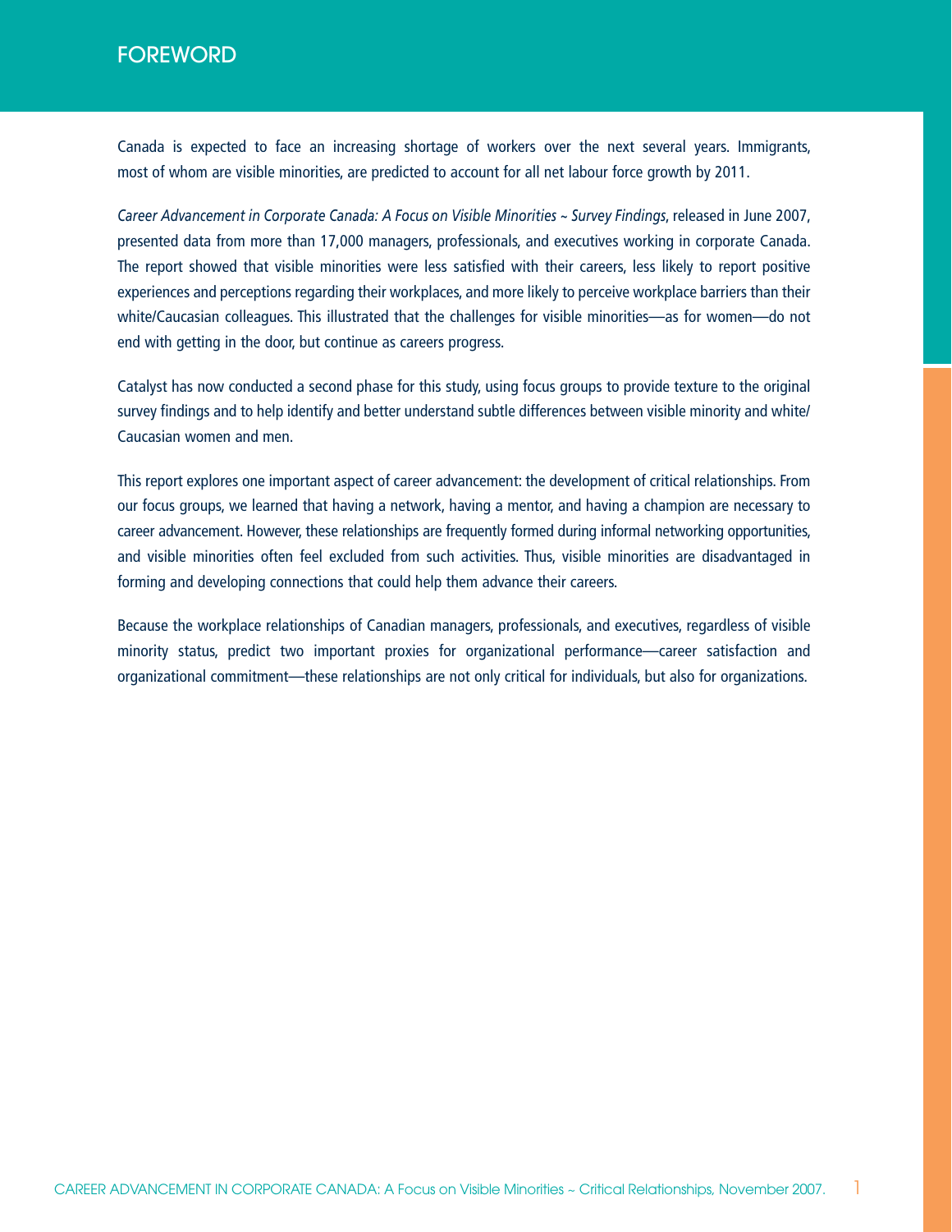# FOREWORD

Canada is expected to face an increasing shortage of workers over the next several years. Immigrants, most of whom are visible minorities, are predicted to account for all net labour force growth by 2011.

*Career Advancement in Corporate Canada: A Focus on Visible Minorities ~ Survey Findings*, released in June 2007, presented data from more than 17,000 managers, professionals, and executives working in corporate Canada. The report showed that visible minorities were less satisfied with their careers, less likely to report positive experiences and perceptions regarding their workplaces, and more likely to perceive workplace barriers than their white/Caucasian colleagues. This illustrated that the challenges for visible minorities—as for women—do not end with getting in the door, but continue as careers progress.

Catalyst has now conducted a second phase for this study, using focus groups to provide texture to the original survey findings and to help identify and better understand subtle differences between visible minority and white/Caucasian women and men.

This report explores one important aspect of career advancement: the development of critical relationships. From our focus groups, we learned that having a network, having a mentor, and having a champion are necessary to career advancement. However, these relationships are frequently formed during informal networking opportunities, and visible minorities often feel excluded from such activities. Thus, visible minorities are disadvantaged in forming and developing connections that could help them advance their careers.

Because the workplace relationships of Canadian managers, professionals, and executives, regardless of visible minority status, predict two important proxies for organizational performance—career satisfaction and organizational commitment—these relationships are not only critical for individuals, but also for organizations.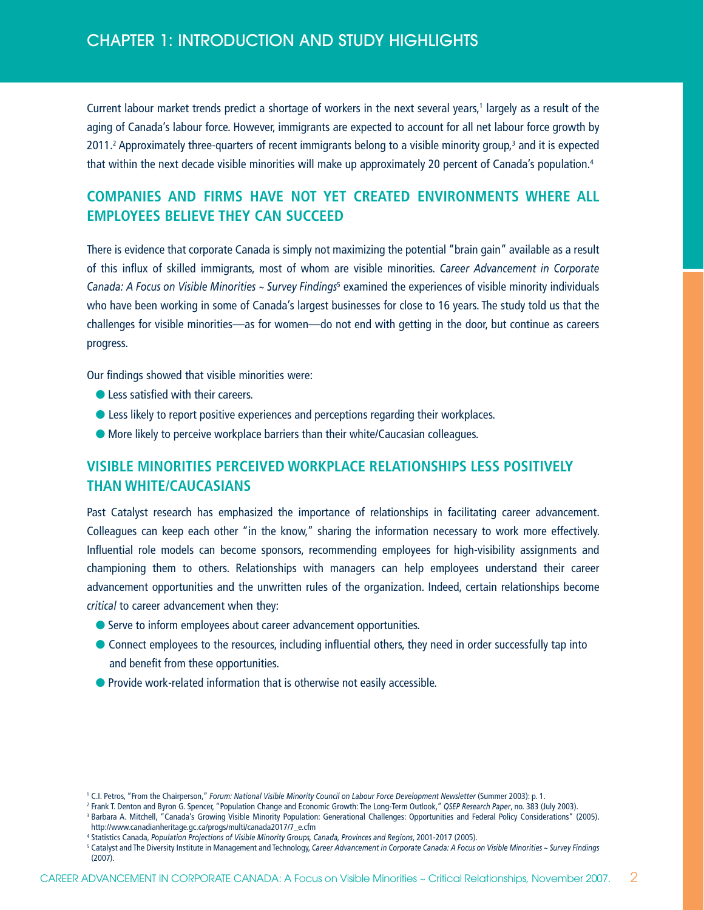# CHAPTER 1: INTRODUCTION AND STUDY HIGHLIGHTS

Current labour market trends predict a shortage of workers in the next several years,[1] largely as a result of the aging of Canada's labour force. However, immigrants are expected to account for all net labour force growth by 2011.[2] Approximately three-quarters of recent immigrants belong to a visible minority group,[3] and it is expected that within the next decade visible minorities will make up approximately 20 percent of Canada's population.[4]

## COMPANIES AND FIRMS HAVE NOT YET CREATED ENVIRONMENTS WHERE ALL EMPLOYEES BELIEVE THEY CAN SUCCEED

There is evidence that corporate Canada is simply not maximizing the potential "brain gain" available as a result of this influx of skilled immigrants, most of whom are visible minorities. *Career Advancement in Corporate Canada: A Focus on Visible Minorities ~ Survey Findings*[5] examined the experiences of visible minority individuals who have been working in some of Canada's largest businesses for close to 16 years. The study told us that the challenges for visible minorities—as for women—do not end with getting in the door, but continue as careers progress.

Our findings showed that visible minorities were:

- Less satisfied with their careers.
- Less likely to report positive experiences and perceptions regarding their workplaces.
- More likely to perceive workplace barriers than their white/Caucasian colleagues.

## VISIBLE MINORITIES PERCEIVED WORKPLACE RELATIONSHIPS LESS POSITIVELY THAN WHITE/CAUCASIANS

Past Catalyst research has emphasized the importance of relationships in facilitating career advancement. Colleagues can keep each other "in the know," sharing the information necessary to work more effectively. Influential role models can become sponsors, recommending employees for high-visibility assignments and championing them to others. Relationships with managers can help employees understand their career advancement opportunities and the unwritten rules of the organization. Indeed, certain relationships become *critical* to career advancement when they:

- Serve to inform employees about career advancement opportunities.
- Connect employees to the resources, including influential others, they need in order successfully tap into and benefit from these opportunities.
- Provide work-related information that is otherwise not easily accessible.

---

[1] C.I. Petros, "From the Chairperson," *Forum: National Visible Minority Council on Labour Force Development Newsletter* (Summer 2003): p. 1.

[2] Frank T. Denton and Byron G. Spencer, "Population Change and Economic Growth: The Long-Term Outlook," *QSEP Research Paper*, no. 383 (July 2003).

[3] Barbara A. Mitchell, "Canada's Growing Visible Minority Population: Generational Challenges: Opportunities and Federal Policy Considerations" (2005). http://www.canadianheritage.gc.ca/progs/multi/canada2017/7_e.cfm

[4] Statistics Canada, *Population Projections of Visible Minority Groups, Canada, Provinces and Regions*, 2001-2017 (2005).

[5] Catalyst and The Diversity Institute in Management and Technology, *Career Advancement in Corporate Canada: A Focus on Visible Minorities ~ Survey Findings* (2007).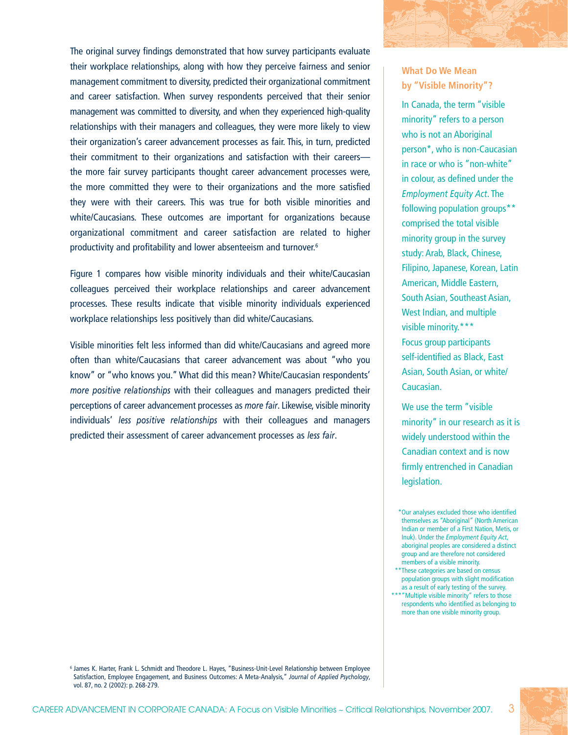The original survey findings demonstrated that how survey participants evaluate their workplace relationships, along with how they perceive fairness and senior management commitment to diversity, predicted their organizational commitment and career satisfaction. When survey respondents perceived that their senior management was committed to diversity, and when they experienced high-quality relationships with their managers and colleagues, they were more likely to view their organization's career advancement processes as fair. This, in turn, predicted their commitment to their organizations and satisfaction with their careers—the more fair survey participants thought career advancement processes were, the more committed they were to their organizations and the more satisfied they were with their careers. This was true for both visible minorities and white/Caucasians. These outcomes are important for organizations because organizational commitment and career satisfaction are related to higher productivity and profitability and lower absenteeism and turnover.[6]

Figure 1 compares how visible minority individuals and their white/Caucasian colleagues perceived their workplace relationships and career advancement processes. These results indicate that visible minority individuals experienced workplace relationships less positively than did white/Caucasians.

Visible minorities felt less informed than did white/Caucasians and agreed more often than white/Caucasians that career advancement was about "who you know" or "who knows you." What did this mean? White/Caucasian respondents' *more positive relationships* with their colleagues and managers predicted their perceptions of career advancement processes as *more fair*. Likewise, visible minority individuals' *less positive relationships* with their colleagues and managers predicted their assessment of career advancement processes as *less fair*.

[6] James K. Harter, Frank L. Schmidt and Theodore L. Hayes, "Business-Unit-Level Relationship between Employee Satisfaction, Employee Engagement, and Business Outcomes: A Meta-Analysis," *Journal of Applied Psychology*, vol. 87, no. 2 (2002): p. 268-279.

### What Do We Mean by "Visible Minority"?

In Canada, the term "visible minority" refers to a person who is not an Aboriginal person*, who is non-Caucasian in race or who is "non-white" in colour, as defined under the *Employment Equity Act*. The following population groups** comprised the total visible minority group in the survey study: Arab, Black, Chinese, Filipino, Japanese, Korean, Latin American, Middle Eastern, South Asian, Southeast Asian, West Indian, and multiple visible minority.*** Focus group participants self-identified as Black, East Asian, South Asian, or white/Caucasian.

We use the term "visible minority" in our research as it is widely understood within the Canadian context and is now firmly entrenched in Canadian legislation.

*Our analyses excluded those who identified themselves as "Aboriginal" (North American Indian or member of a First Nation, Metis, or Inuk). Under the *Employment Equity Act*, aboriginal peoples are considered a distinct group and are therefore not considered members of a visible minority.

**These categories are based on census population groups with slight modification as a result of early testing of the survey.

***"Multiple visible minority" refers to those respondents who identified as belonging to more than one visible minority group.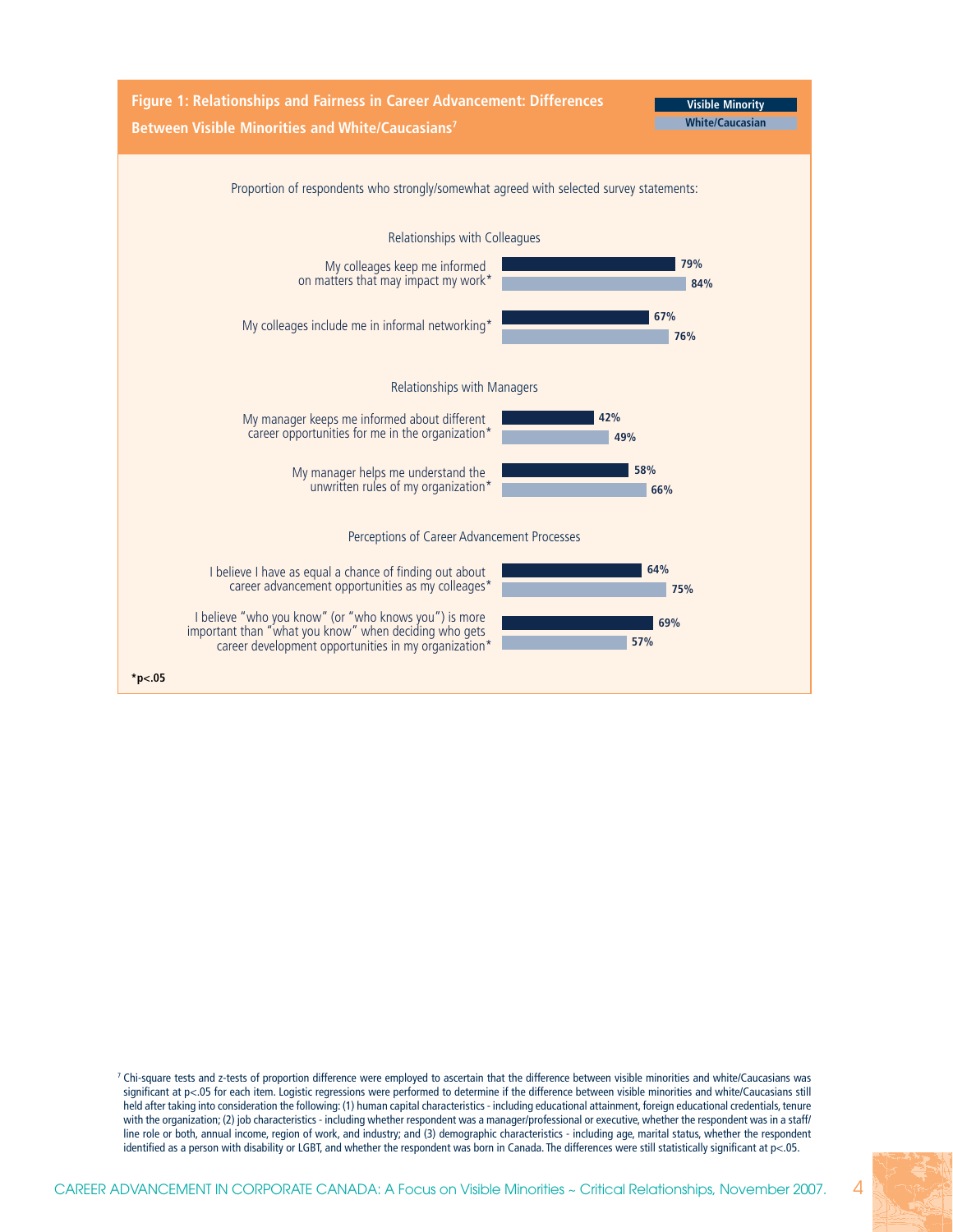**Figure 1: Relationships and Fairness in Career Advancement: Differences Between Visible Minorities and White/Caucasians[7]**

Proportion of respondents who strongly/somewhat agreed with selected survey statements:

| Statement | Visible Minority | White/Caucasian |
|---|---|---|
| **Relationships with Colleagues** | | |
| My colleages keep me informed on matters that may impact my work* | 79% | 84% |
| My colleages include me in informal networking* | 67% | 76% |
| **Relationships with Managers** | | |
| My manager keeps me informed about different career opportunities for me in the organization* | 42% | 49% |
| My manager helps me understand the unwritten rules of my organization* | 58% | 66% |
| **Perceptions of Career Advancement Processes** | | |
| I believe I have as equal a chance of finding out about career advancement opportunities as my colleages* | 64% | 75% |
| I believe "who you know" (or "who knows you") is more important than "what you know" when deciding who gets career development opportunities in my organization* | 69% | 57% |

*p<.05

[7] Chi-square tests and z-tests of proportion difference were employed to ascertain that the difference between visible minorities and white/Caucasians was significant at $p<.05$ for each item. Logistic regressions were performed to determine if the difference between visible minorities and white/Caucasians still held after taking into consideration the following: (1) human capital characteristics - including educational attainment, foreign educational credentials, tenure with the organization; (2) job characteristics - including whether respondent was a manager/professional or executive, whether the respondent was in a staff/line role or both, annual income, region of work, and industry; and (3) demographic characteristics - including age, marital status, whether the respondent identified as a person with disability or LGBT, and whether the respondent was born in Canada. The differences were still statistically significant at $p<.05$.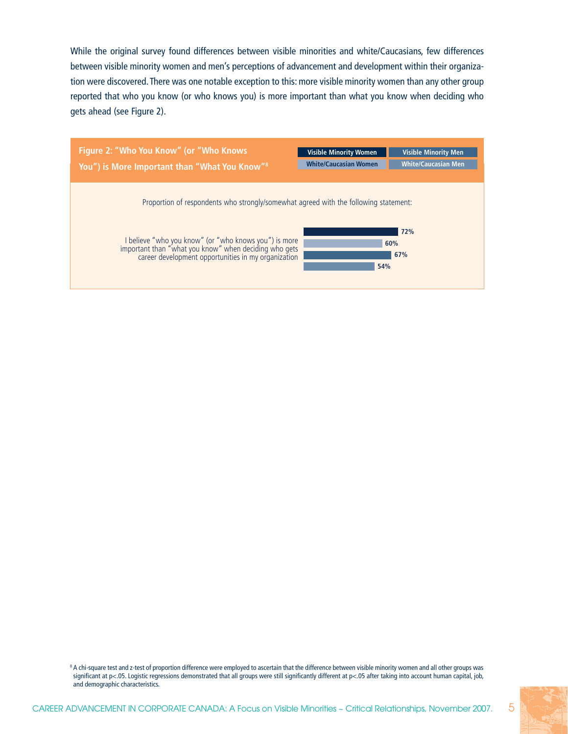While the original survey found differences between visible minorities and white/Caucasians, few differences between visible minority women and men's perceptions of advancement and development within their organization were discovered. There was one notable exception to this: more visible minority women than any other group reported that who you know (or who knows you) is more important than what you know when deciding who gets ahead (see Figure 2).

**Figure 2: "Who You Know" (or "Who Knows You") is More Important than "What You Know"[8]**

Proportion of respondents who strongly/somewhat agreed with the following statement:

| Statement | Visible Minority Women | White/Caucasian Women | Visible Minority Men | White/Caucasian Men |
|---|---|---|---|---|
| I believe "who you know" (or "who knows you") is more important than "what you know" when deciding who gets career development opportunities in my organization | 72% | 60% | 67% | 54% |

[8] A chi-square test and z-test of proportion difference were employed to ascertain that the difference between visible minority women and all other groups was significant at $p<.05$. Logistic regressions demonstrated that all groups were still significantly different at $p<.05$ after taking into account human capital, job, and demographic characteristics.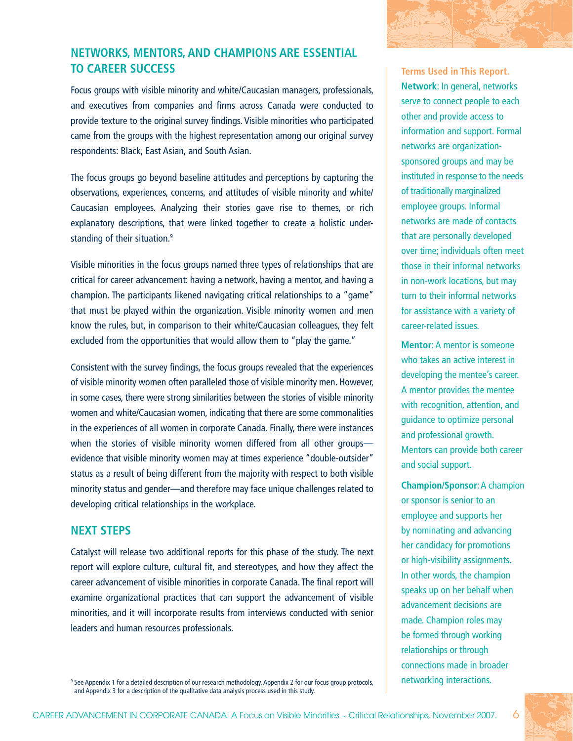## NETWORKS, MENTORS, AND CHAMPIONS ARE ESSENTIAL TO CAREER SUCCESS

Focus groups with visible minority and white/Caucasian managers, professionals, and executives from companies and firms across Canada were conducted to provide texture to the original survey findings. Visible minorities who participated came from the groups with the highest representation among our original survey respondents: Black, East Asian, and South Asian.

The focus groups go beyond baseline attitudes and perceptions by capturing the observations, experiences, concerns, and attitudes of visible minority and white/Caucasian employees. Analyzing their stories gave rise to themes, or rich explanatory descriptions, that were linked together to create a holistic understanding of their situation.[9]

Visible minorities in the focus groups named three types of relationships that are critical for career advancement: having a network, having a mentor, and having a champion. The participants likened navigating critical relationships to a "game" that must be played within the organization. Visible minority women and men know the rules, but, in comparison to their white/Caucasian colleagues, they felt excluded from the opportunities that would allow them to "play the game."

Consistent with the survey findings, the focus groups revealed that the experiences of visible minority women often paralleled those of visible minority men. However, in some cases, there were strong similarities between the stories of visible minority women and white/Caucasian women, indicating that there are some commonalities in the experiences of all women in corporate Canada. Finally, there were instances when the stories of visible minority women differed from all other groups—evidence that visible minority women may at times experience "double-outsider" status as a result of being different from the majority with respect to both visible minority status and gender—and therefore may face unique challenges related to developing critical relationships in the workplace.

## NEXT STEPS

Catalyst will release two additional reports for this phase of the study. The next report will explore culture, cultural fit, and stereotypes, and how they affect the career advancement of visible minorities in corporate Canada. The final report will examine organizational practices that can support the advancement of visible minorities, and it will incorporate results from interviews conducted with senior leaders and human resources professionals.

[9] See Appendix 1 for a detailed description of our research methodology, Appendix 2 for our focus group protocols, and Appendix 3 for a description of the qualitative data analysis process used in this study.

**Terms Used in This Report.**

**Network**: In general, networks serve to connect people to each other and provide access to information and support. Formal networks are organization-sponsored groups and may be instituted in response to the needs of traditionally marginalized employee groups. Informal networks are made of contacts that are personally developed over time; individuals often meet those in their informal networks in non-work locations, but may turn to their informal networks for assistance with a variety of career-related issues.

**Mentor**: A mentor is someone who takes an active interest in developing the mentee's career. A mentor provides the mentee with recognition, attention, and guidance to optimize personal and professional growth. Mentors can provide both career and social support.

**Champion/Sponsor**: A champion or sponsor is senior to an employee and supports her by nominating and advancing her candidacy for promotions or high-visibility assignments. In other words, the champion speaks up on her behalf when advancement decisions are made. Champion roles may be formed through working relationships or through connections made in broader networking interactions.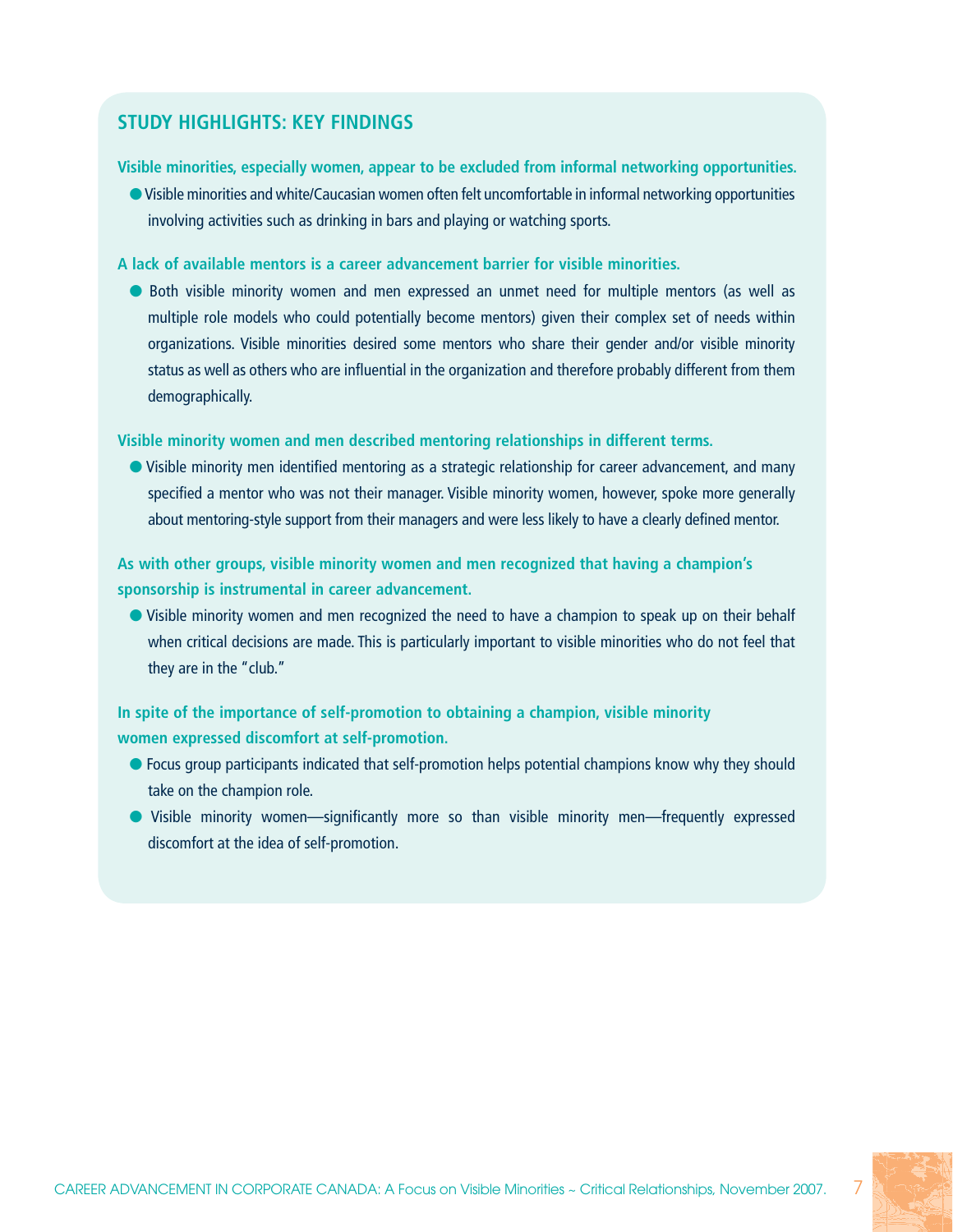## STUDY HIGHLIGHTS: KEY FINDINGS

**Visible minorities, especially women, appear to be excluded from informal networking opportunities.**

- Visible minorities and white/Caucasian women often felt uncomfortable in informal networking opportunities involving activities such as drinking in bars and playing or watching sports.

**A lack of available mentors is a career advancement barrier for visible minorities.**

- Both visible minority women and men expressed an unmet need for multiple mentors (as well as multiple role models who could potentially become mentors) given their complex set of needs within organizations. Visible minorities desired some mentors who share their gender and/or visible minority status as well as others who are influential in the organization and therefore probably different from them demographically.

**Visible minority women and men described mentoring relationships in different terms.**

- Visible minority men identified mentoring as a strategic relationship for career advancement, and many specified a mentor who was not their manager. Visible minority women, however, spoke more generally about mentoring-style support from their managers and were less likely to have a clearly defined mentor.

**As with other groups, visible minority women and men recognized that having a champion's sponsorship is instrumental in career advancement.**

- Visible minority women and men recognized the need to have a champion to speak up on their behalf when critical decisions are made. This is particularly important to visible minorities who do not feel that they are in the "club."

**In spite of the importance of self-promotion to obtaining a champion, visible minority women expressed discomfort at self-promotion.**

- Focus group participants indicated that self-promotion helps potential champions know why they should take on the champion role.
- Visible minority women—significantly more so than visible minority men—frequently expressed discomfort at the idea of self-promotion.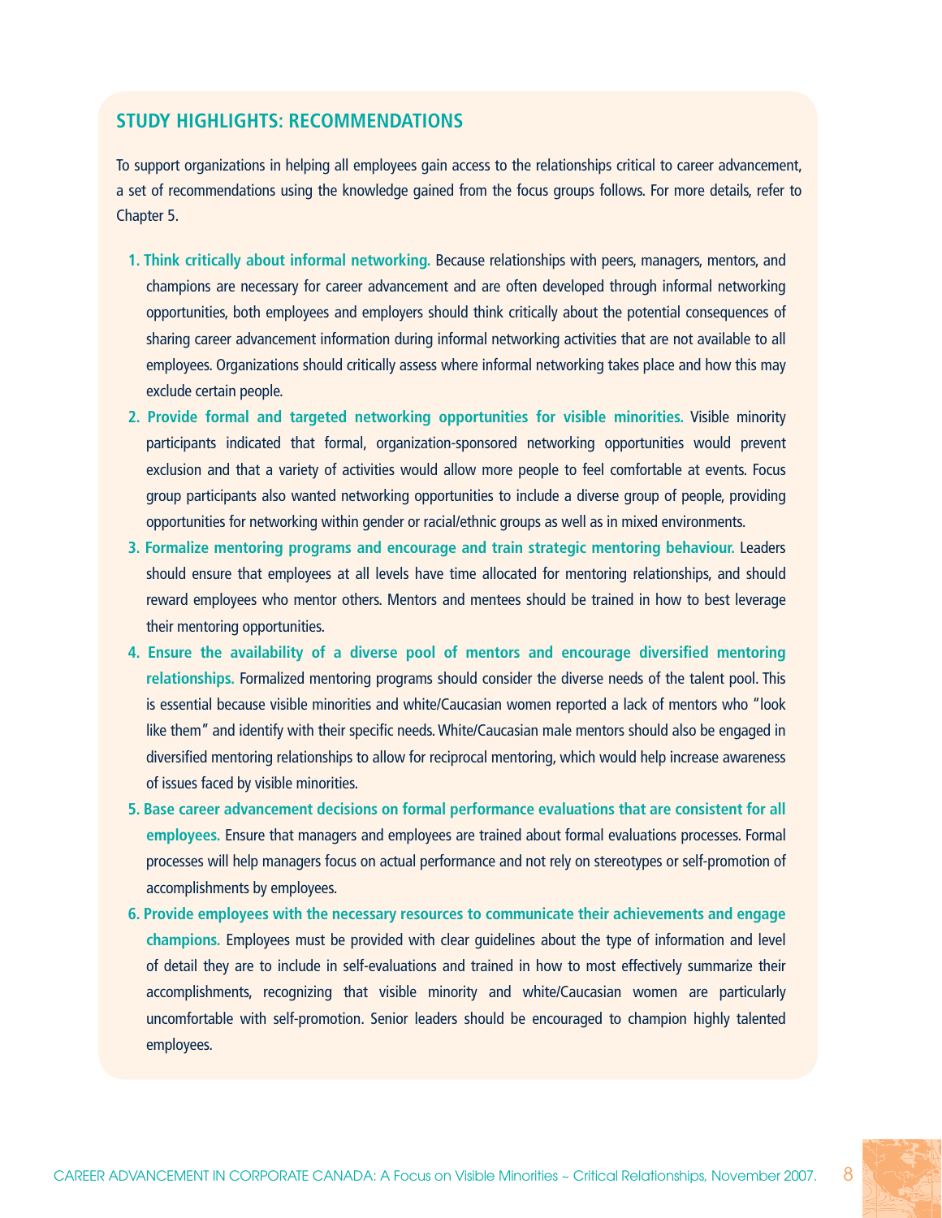## STUDY HIGHLIGHTS: RECOMMENDATIONS

To support organizations in helping all employees gain access to the relationships critical to career advancement, a set of recommendations using the knowledge gained from the focus groups follows. For more details, refer to Chapter 5.

1. **Think critically about informal networking.** Because relationships with peers, managers, mentors, and champions are necessary for career advancement and are often developed through informal networking opportunities, both employees and employers should think critically about the potential consequences of sharing career advancement information during informal networking activities that are not available to all employees. Organizations should critically assess where informal networking takes place and how this may exclude certain people.
2. **Provide formal and targeted networking opportunities for visible minorities.** Visible minority participants indicated that formal, organization-sponsored networking opportunities would prevent exclusion and that a variety of activities would allow more people to feel comfortable at events. Focus group participants also wanted networking opportunities to include a diverse group of people, providing opportunities for networking within gender or racial/ethnic groups as well as in mixed environments.
3. **Formalize mentoring programs and encourage and train strategic mentoring behaviour.** Leaders should ensure that employees at all levels have time allocated for mentoring relationships, and should reward employees who mentor others. Mentors and mentees should be trained in how to best leverage their mentoring opportunities.
4. **Ensure the availability of a diverse pool of mentors and encourage diversified mentoring relationships.** Formalized mentoring programs should consider the diverse needs of the talent pool. This is essential because visible minorities and white/Caucasian women reported a lack of mentors who "look like them" and identify with their specific needs. White/Caucasian male mentors should also be engaged in diversified mentoring relationships to allow for reciprocal mentoring, which would help increase awareness of issues faced by visible minorities.
5. **Base career advancement decisions on formal performance evaluations that are consistent for all employees.** Ensure that managers and employees are trained about formal evaluations processes. Formal processes will help managers focus on actual performance and not rely on stereotypes or self-promotion of accomplishments by employees.
6. **Provide employees with the necessary resources to communicate their achievements and engage champions.** Employees must be provided with clear guidelines about the type of information and level of detail they are to include in self-evaluations and trained in how to most effectively summarize their accomplishments, recognizing that visible minority and white/Caucasian women are particularly uncomfortable with self-promotion. Senior leaders should be encouraged to champion highly talented employees.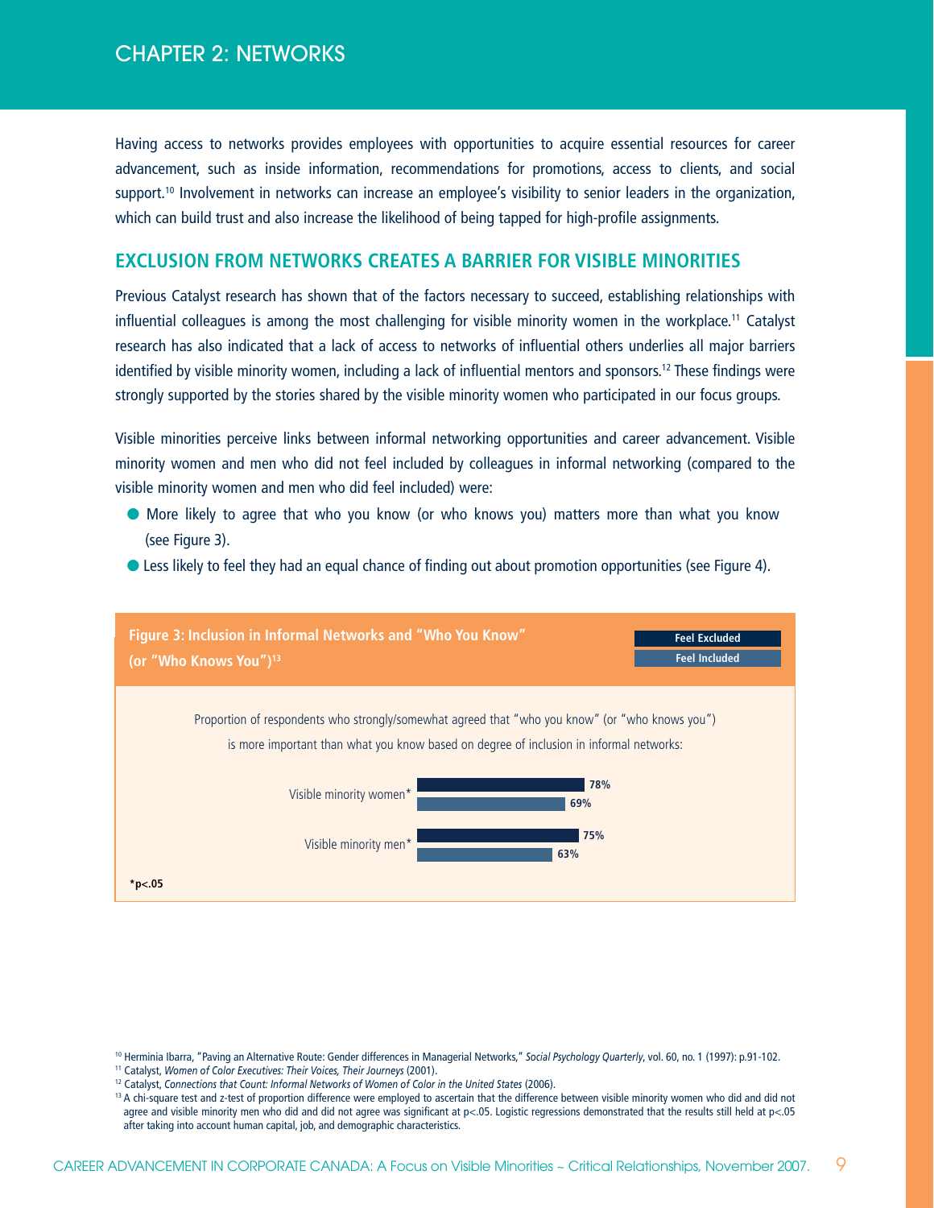# CHAPTER 2: NETWORKS

Having access to networks provides employees with opportunities to acquire essential resources for career advancement, such as inside information, recommendations for promotions, access to clients, and social support.[10] Involvement in networks can increase an employee's visibility to senior leaders in the organization, which can build trust and also increase the likelihood of being tapped for high-profile assignments.

## EXCLUSION FROM NETWORKS CREATES A BARRIER FOR VISIBLE MINORITIES

Previous Catalyst research has shown that of the factors necessary to succeed, establishing relationships with influential colleagues is among the most challenging for visible minority women in the workplace.[11] Catalyst research has also indicated that a lack of access to networks of influential others underlies all major barriers identified by visible minority women, including a lack of influential mentors and sponsors.[12] These findings were strongly supported by the stories shared by the visible minority women who participated in our focus groups.

Visible minorities perceive links between informal networking opportunities and career advancement. Visible minority women and men who did not feel included by colleagues in informal networking (compared to the visible minority women and men who did feel included) were:

- More likely to agree that who you know (or who knows you) matters more than what you know (see Figure 3).
- Less likely to feel they had an equal chance of finding out about promotion opportunities (see Figure 4).

**Figure 3: Inclusion in Informal Networks and "Who You Know" (or "Who Knows You")[13]**

Proportion of respondents who strongly/somewhat agreed that "who you know" (or "who knows you") is more important than what you know based on degree of inclusion in informal networks:

| | Feel Excluded | Feel Included |
|---|---|---|
| Visible minority women* | 78% | 69% |
| Visible minority men* | 75% | 63% |

*p<.05

[10] Herminia Ibarra, "Paving an Alternative Route: Gender differences in Managerial Networks," *Social Psychology Quarterly*, vol. 60, no. 1 (1997): p.91-102.

[11] Catalyst, *Women of Color Executives: Their Voices, Their Journeys* (2001).

[12] Catalyst, *Connections that Count: Informal Networks of Women of Color in the United States* (2006).

[13] A chi-square test and z-test of proportion difference were employed to ascertain that the difference between visible minority women who did and did not agree and visible minority men who did and did not agree was significant at p<.05. Logistic regressions demonstrated that the results still held at p<.05 after taking into account human capital, job, and demographic characteristics.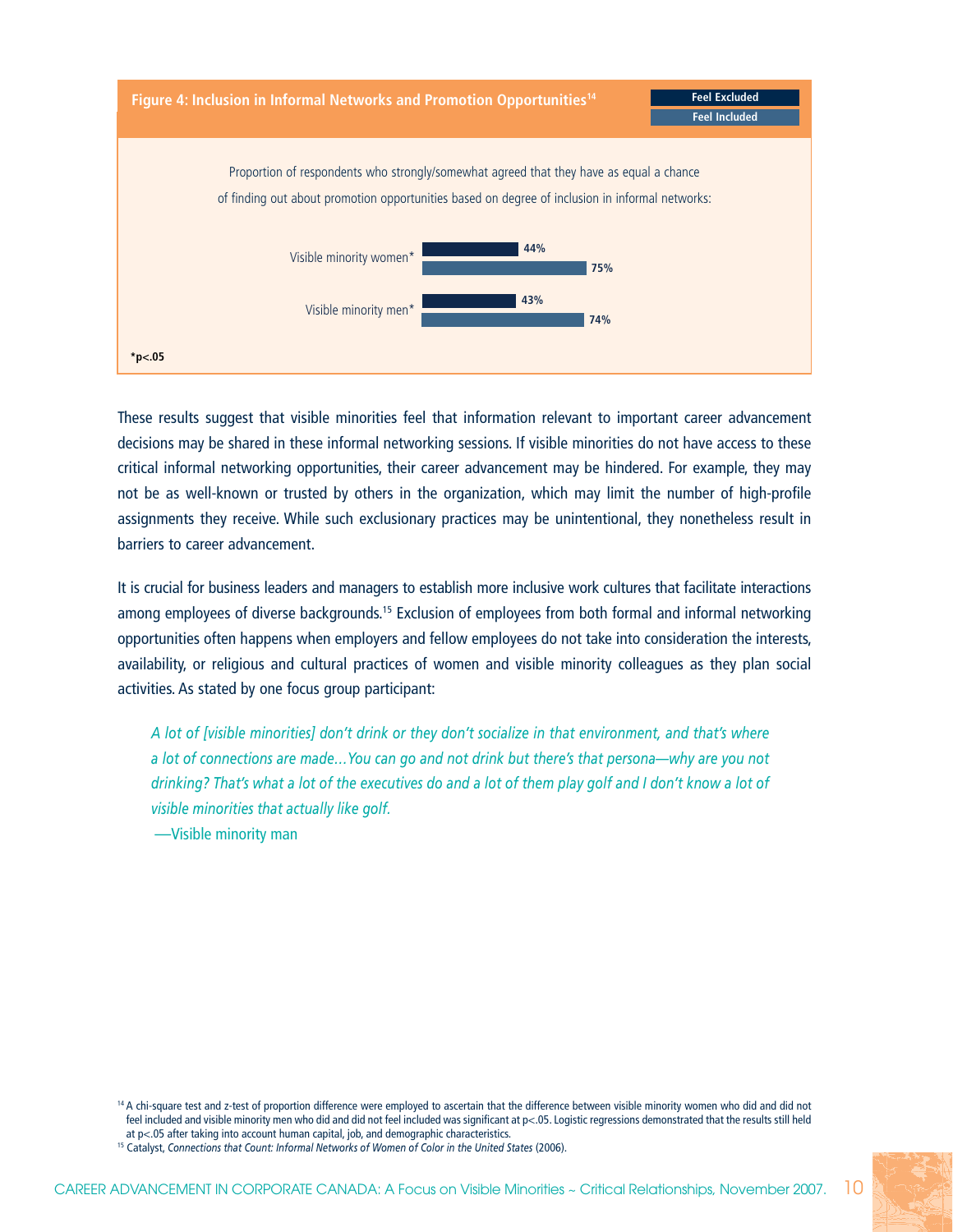**Figure 4: Inclusion in Informal Networks and Promotion Opportunities**[14]

Proportion of respondents who strongly/somewhat agreed that they have as equal a chance of finding out about promotion opportunities based on degree of inclusion in informal networks:

| | Feel Excluded | Feel Included |
|---|---|---|
| Visible minority women* | 44% | 75% |
| Visible minority men* | 43% | 74% |

*p<.05

These results suggest that visible minorities feel that information relevant to important career advancement decisions may be shared in these informal networking sessions. If visible minorities do not have access to these critical informal networking opportunities, their career advancement may be hindered. For example, they may not be as well-known or trusted by others in the organization, which may limit the number of high-profile assignments they receive. While such exclusionary practices may be unintentional, they nonetheless result in barriers to career advancement.

It is crucial for business leaders and managers to establish more inclusive work cultures that facilitate interactions among employees of diverse backgrounds.[15] Exclusion of employees from both formal and informal networking opportunities often happens when employers and fellow employees do not take into consideration the interests, availability, or religious and cultural practices of women and visible minority colleagues as they plan social activities. As stated by one focus group participant:

> *A lot of [visible minorities] don't drink or they don't socialize in that environment, and that's where a lot of connections are made…You can go and not drink but there's that persona—why are you not drinking? That's what a lot of the executives do and a lot of them play golf and I don't know a lot of visible minorities that actually like golf.*
>
> —Visible minority man

[14] A chi-square test and z-test of proportion difference were employed to ascertain that the difference between visible minority women who did and did not feel included and visible minority men who did and did not feel included was significant at $p<.05$. Logistic regressions demonstrated that the results still held at $p<.05$ after taking into account human capital, job, and demographic characteristics.

[15] Catalyst, *Connections that Count: Informal Networks of Women of Color in the United States* (2006).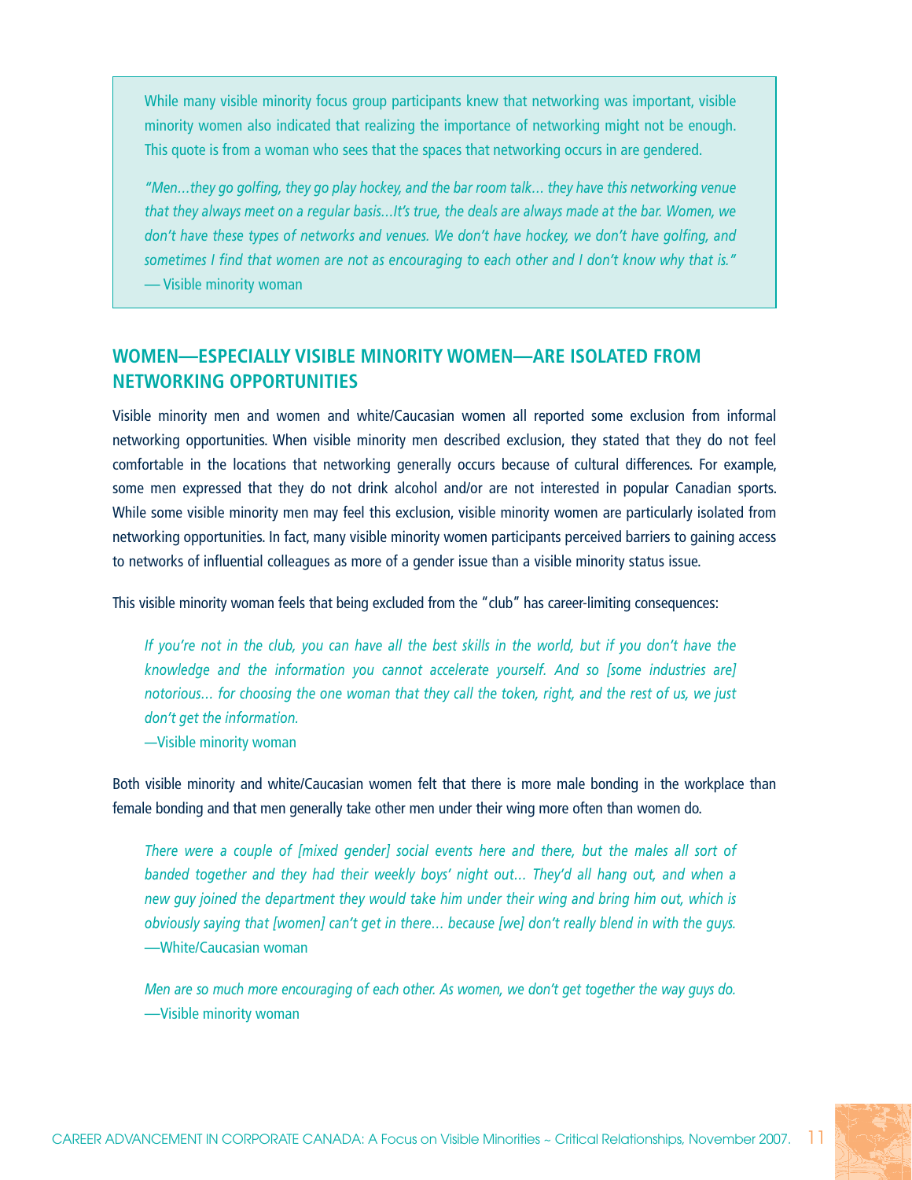While many visible minority focus group participants knew that networking was important, visible minority women also indicated that realizing the importance of networking might not be enough. This quote is from a woman who sees that the spaces that networking occurs in are gendered.

*"Men…they go golfing, they go play hockey, and the bar room talk… they have this networking venue that they always meet on a regular basis…It's true, the deals are always made at the bar. Women, we don't have these types of networks and venues. We don't have hockey, we don't have golfing, and sometimes I find that women are not as encouraging to each other and I don't know why that is."*
— Visible minority woman

## WOMEN—ESPECIALLY VISIBLE MINORITY WOMEN—ARE ISOLATED FROM NETWORKING OPPORTUNITIES

Visible minority men and women and white/Caucasian women all reported some exclusion from informal networking opportunities. When visible minority men described exclusion, they stated that they do not feel comfortable in the locations that networking generally occurs because of cultural differences. For example, some men expressed that they do not drink alcohol and/or are not interested in popular Canadian sports. While some visible minority men may feel this exclusion, visible minority women are particularly isolated from networking opportunities. In fact, many visible minority women participants perceived barriers to gaining access to networks of influential colleagues as more of a gender issue than a visible minority status issue.

This visible minority woman feels that being excluded from the "club" has career-limiting consequences:

> *If you're not in the club, you can have all the best skills in the world, but if you don't have the knowledge and the information you cannot accelerate yourself. And so [some industries are] notorious… for choosing the one woman that they call the token, right, and the rest of us, we just don't get the information.*
> —Visible minority woman

Both visible minority and white/Caucasian women felt that there is more male bonding in the workplace than female bonding and that men generally take other men under their wing more often than women do.

> *There were a couple of [mixed gender] social events here and there, but the males all sort of banded together and they had their weekly boys' night out… They'd all hang out, and when a new guy joined the department they would take him under their wing and bring him out, which is obviously saying that [women] can't get in there… because [we] don't really blend in with the guys.*
> —White/Caucasian woman

> *Men are so much more encouraging of each other. As women, we don't get together the way guys do.*
> —Visible minority woman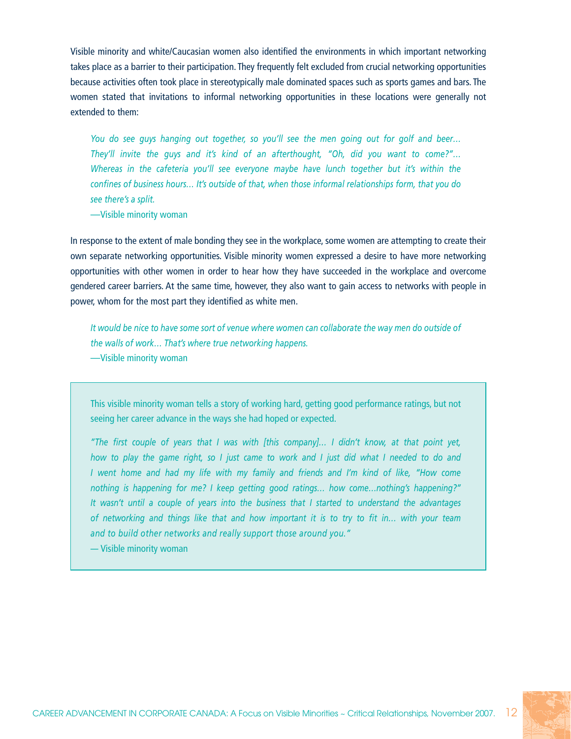Visible minority and white/Caucasian women also identified the environments in which important networking takes place as a barrier to their participation. They frequently felt excluded from crucial networking opportunities because activities often took place in stereotypically male dominated spaces such as sports games and bars. The women stated that invitations to informal networking opportunities in these locations were generally not extended to them:

> *You do see guys hanging out together, so you'll see the men going out for golf and beer… They'll invite the guys and it's kind of an afterthought, "Oh, did you want to come?"… Whereas in the cafeteria you'll see everyone maybe have lunch together but it's within the confines of business hours… It's outside of that, when those informal relationships form, that you do see there's a split.*
>
> —Visible minority woman

In response to the extent of male bonding they see in the workplace, some women are attempting to create their own separate networking opportunities. Visible minority women expressed a desire to have more networking opportunities with other women in order to hear how they have succeeded in the workplace and overcome gendered career barriers. At the same time, however, they also want to gain access to networks with people in power, whom for the most part they identified as white men.

> *It would be nice to have some sort of venue where women can collaborate the way men do outside of the walls of work… That's where true networking happens.*
>
> —Visible minority woman

> This visible minority woman tells a story of working hard, getting good performance ratings, but not seeing her career advance in the ways she had hoped or expected.
>
> *"The first couple of years that I was with [this company]… I didn't know, at that point yet, how to play the game right, so I just came to work and I just did what I needed to do and I went home and had my life with my family and friends and I'm kind of like, "How come nothing is happening for me? I keep getting good ratings… how come…nothing's happening?" It wasn't until a couple of years into the business that I started to understand the advantages of networking and things like that and how important it is to try to fit in… with your team and to build other networks and really support those around you."*
>
> — Visible minority woman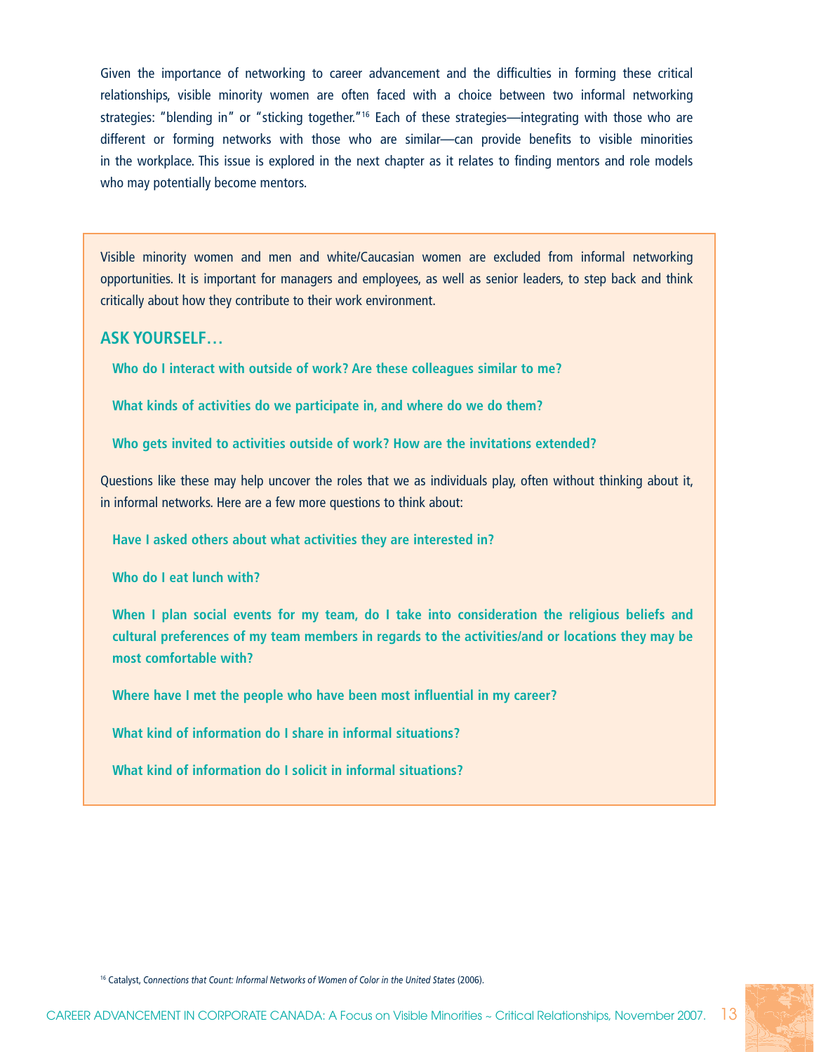Given the importance of networking to career advancement and the difficulties in forming these critical relationships, visible minority women are often faced with a choice between two informal networking strategies: "blending in" or "sticking together."[16] Each of these strategies—integrating with those who are different or forming networks with those who are similar—can provide benefits to visible minorities in the workplace. This issue is explored in the next chapter as it relates to finding mentors and role models who may potentially become mentors.

---

Visible minority women and men and white/Caucasian women are excluded from informal networking opportunities. It is important for managers and employees, as well as senior leaders, to step back and think critically about how they contribute to their work environment.

## ASK YOURSELF…

**Who do I interact with outside of work? Are these colleagues similar to me?**

**What kinds of activities do we participate in, and where do we do them?**

**Who gets invited to activities outside of work? How are the invitations extended?**

Questions like these may help uncover the roles that we as individuals play, often without thinking about it, in informal networks. Here are a few more questions to think about:

**Have I asked others about what activities they are interested in?**

**Who do I eat lunch with?**

**When I plan social events for my team, do I take into consideration the religious beliefs and cultural preferences of my team members in regards to the activities/and or locations they may be most comfortable with?**

**Where have I met the people who have been most influential in my career?**

**What kind of information do I share in informal situations?**

**What kind of information do I solicit in informal situations?**

---

[16] Catalyst, *Connections that Count: Informal Networks of Women of Color in the United States* (2006).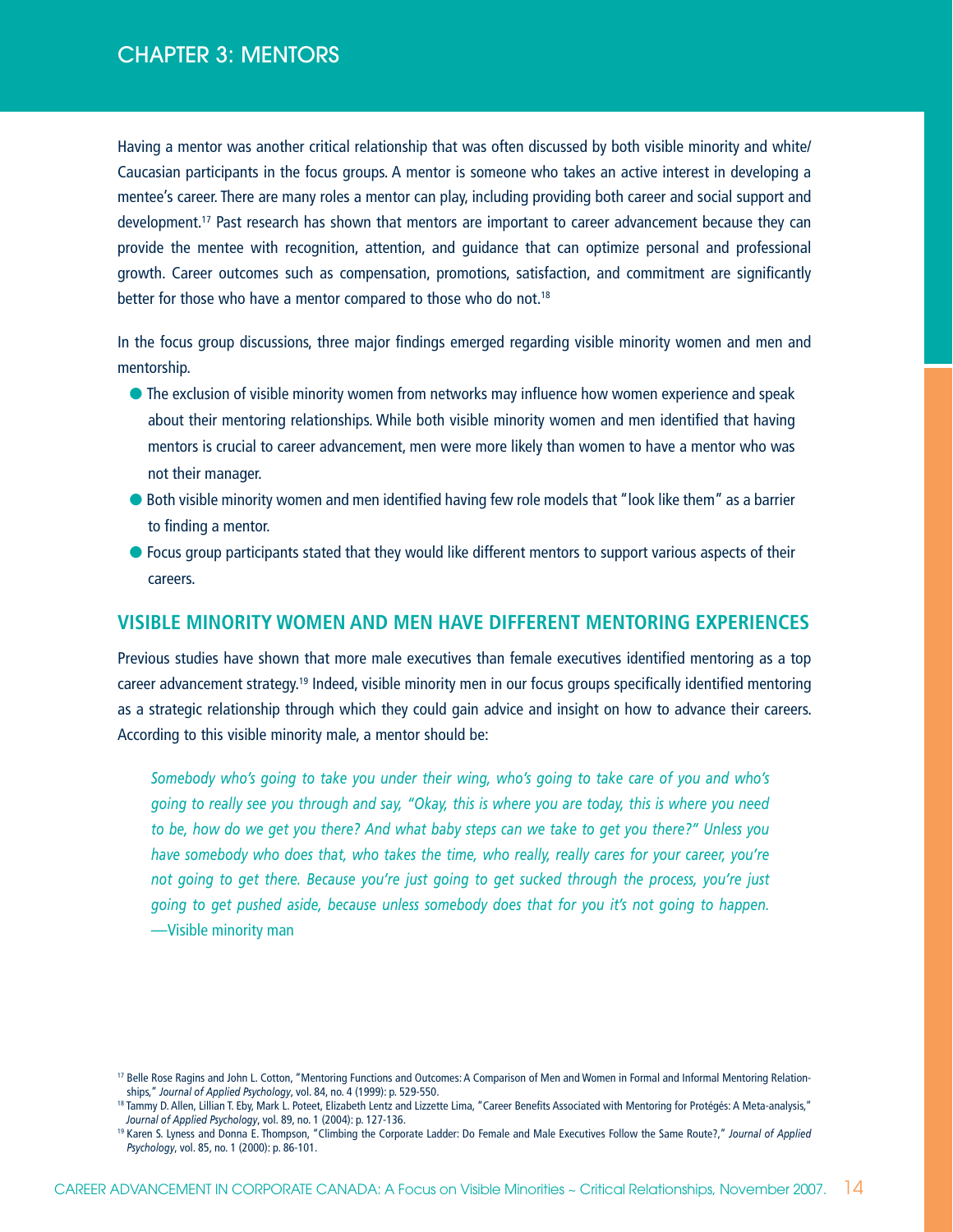# CHAPTER 3: MENTORS

Having a mentor was another critical relationship that was often discussed by both visible minority and white/Caucasian participants in the focus groups. A mentor is someone who takes an active interest in developing a mentee's career. There are many roles a mentor can play, including providing both career and social support and development.[17] Past research has shown that mentors are important to career advancement because they can provide the mentee with recognition, attention, and guidance that can optimize personal and professional growth. Career outcomes such as compensation, promotions, satisfaction, and commitment are significantly better for those who have a mentor compared to those who do not.[18]

In the focus group discussions, three major findings emerged regarding visible minority women and men and mentorship.

- The exclusion of visible minority women from networks may influence how women experience and speak about their mentoring relationships. While both visible minority women and men identified that having mentors is crucial to career advancement, men were more likely than women to have a mentor who was not their manager.
- Both visible minority women and men identified having few role models that "look like them" as a barrier to finding a mentor.
- Focus group participants stated that they would like different mentors to support various aspects of their careers.

## VISIBLE MINORITY WOMEN AND MEN HAVE DIFFERENT MENTORING EXPERIENCES

Previous studies have shown that more male executives than female executives identified mentoring as a top career advancement strategy.[19] Indeed, visible minority men in our focus groups specifically identified mentoring as a strategic relationship through which they could gain advice and insight on how to advance their careers. According to this visible minority male, a mentor should be:

> *Somebody who's going to take you under their wing, who's going to take care of you and who's going to really see you through and say, "Okay, this is where you are today, this is where you need to be, how do we get you there? And what baby steps can we take to get you there?" Unless you have somebody who does that, who takes the time, who really, really cares for your career, you're not going to get there. Because you're just going to get sucked through the process, you're just going to get pushed aside, because unless somebody does that for you it's not going to happen.*
> —Visible minority man

[17] Belle Rose Ragins and John L. Cotton, "Mentoring Functions and Outcomes: A Comparison of Men and Women in Formal and Informal Mentoring Relationships," *Journal of Applied Psychology*, vol. 84, no. 4 (1999): p. 529-550.

[18] Tammy D. Allen, Lillian T. Eby, Mark L. Poteet, Elizabeth Lentz and Lizzette Lima, "Career Benefits Associated with Mentoring for Protégés: A Meta-analysis," *Journal of Applied Psychology*, vol. 89, no. 1 (2004): p. 127-136.

[19] Karen S. Lyness and Donna E. Thompson, "Climbing the Corporate Ladder: Do Female and Male Executives Follow the Same Route?," *Journal of Applied Psychology*, vol. 85, no. 1 (2000): p. 86-101.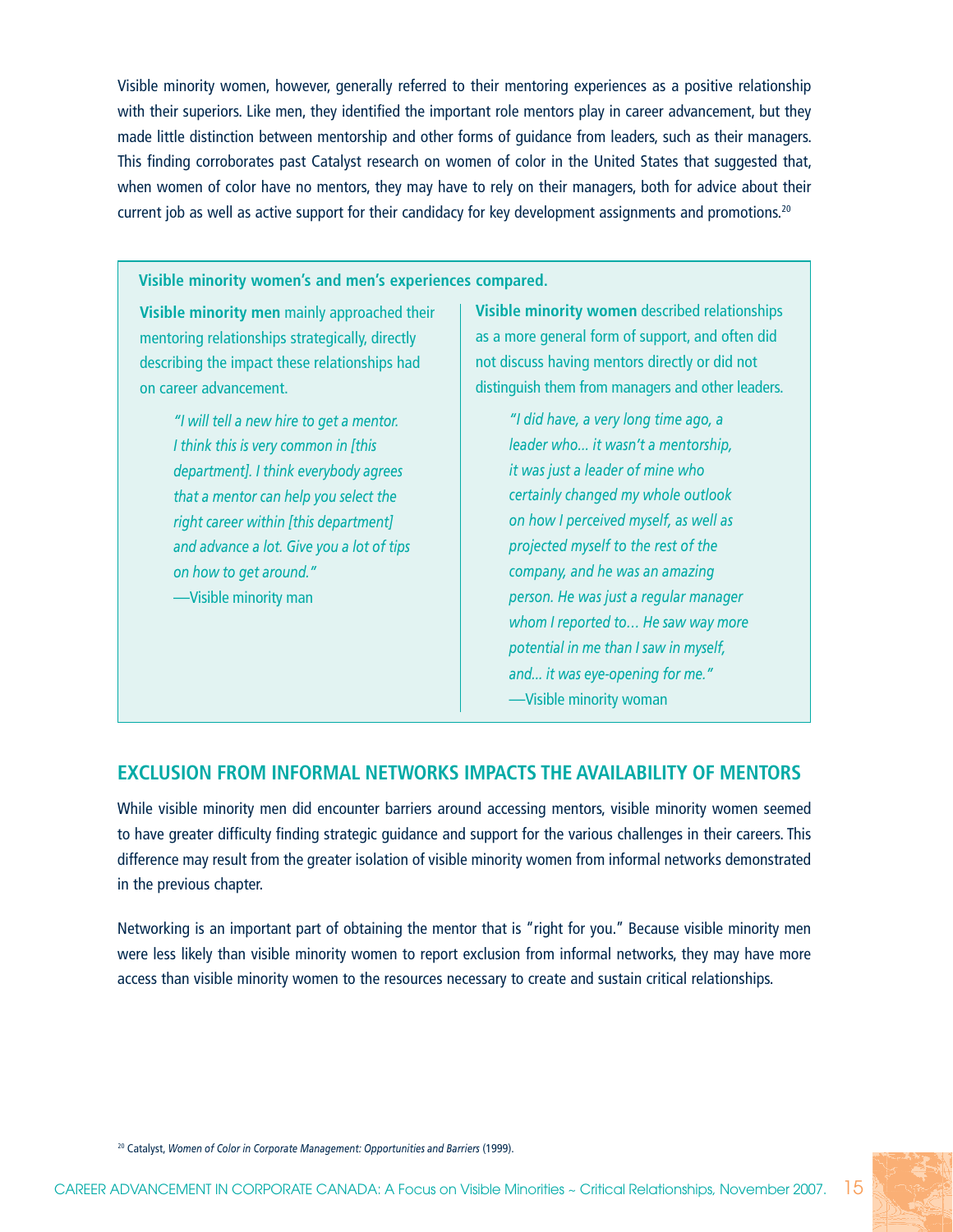Visible minority women, however, generally referred to their mentoring experiences as a positive relationship with their superiors. Like men, they identified the important role mentors play in career advancement, but they made little distinction between mentorship and other forms of guidance from leaders, such as their managers. This finding corroborates past Catalyst research on women of color in the United States that suggested that, when women of color have no mentors, they may have to rely on their managers, both for advice about their current job as well as active support for their candidacy for key development assignments and promotions.[20]

**Visible minority women's and men's experiences compared.**

**Visible minority men** mainly approached their mentoring relationships strategically, directly describing the impact these relationships had on career advancement.

> *"I will tell a new hire to get a mentor. I think this is very common in [this department]. I think everybody agrees that a mentor can help you select the right career within [this department] and advance a lot. Give you a lot of tips on how to get around."*
> —Visible minority man

**Visible minority women** described relationships as a more general form of support, and often did not discuss having mentors directly or did not distinguish them from managers and other leaders.

> *"I did have, a very long time ago, a leader who... it wasn't a mentorship, it was just a leader of mine who certainly changed my whole outlook on how I perceived myself, as well as projected myself to the rest of the company, and he was an amazing person. He was just a regular manager whom I reported to... He saw way more potential in me than I saw in myself, and... it was eye-opening for me."*
> —Visible minority woman

## EXCLUSION FROM INFORMAL NETWORKS IMPACTS THE AVAILABILITY OF MENTORS

While visible minority men did encounter barriers around accessing mentors, visible minority women seemed to have greater difficulty finding strategic guidance and support for the various challenges in their careers. This difference may result from the greater isolation of visible minority women from informal networks demonstrated in the previous chapter.

Networking is an important part of obtaining the mentor that is "right for you." Because visible minority men were less likely than visible minority women to report exclusion from informal networks, they may have more access than visible minority women to the resources necessary to create and sustain critical relationships.

[20] Catalyst, *Women of Color in Corporate Management: Opportunities and Barriers* (1999).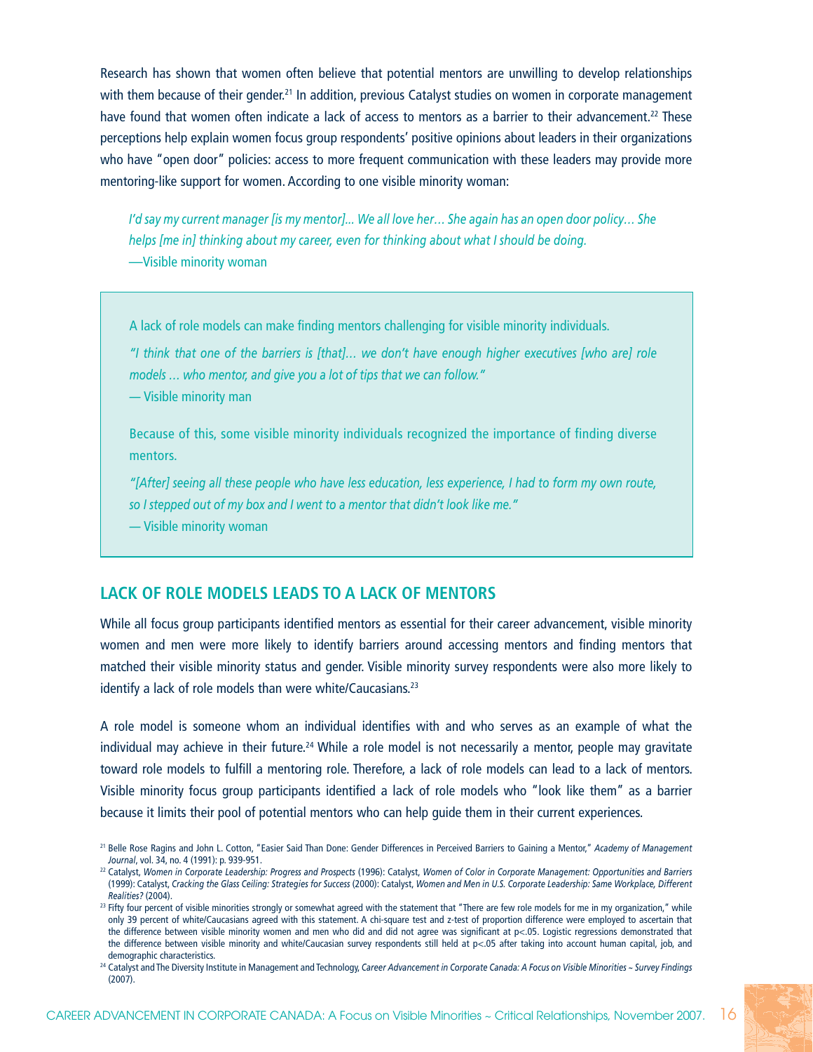Research has shown that women often believe that potential mentors are unwilling to develop relationships with them because of their gender.[21] In addition, previous Catalyst studies on women in corporate management have found that women often indicate a lack of access to mentors as a barrier to their advancement.[22] These perceptions help explain women focus group respondents' positive opinions about leaders in their organizations who have "open door" policies: access to more frequent communication with these leaders may provide more mentoring-like support for women. According to one visible minority woman:

> *I'd say my current manager [is my mentor]... We all love her… She again has an open door policy… She helps [me in] thinking about my career, even for thinking about what I should be doing.*
> —Visible minority woman

> A lack of role models can make finding mentors challenging for visible minority individuals.
>
> *"I think that one of the barriers is [that]… we don't have enough higher executives [who are] role models … who mentor, and give you a lot of tips that we can follow."*
> — Visible minority man
>
> Because of this, some visible minority individuals recognized the importance of finding diverse mentors.
>
> *"[After] seeing all these people who have less education, less experience, I had to form my own route, so I stepped out of my box and I went to a mentor that didn't look like me."*
> — Visible minority woman

## LACK OF ROLE MODELS LEADS TO A LACK OF MENTORS

While all focus group participants identified mentors as essential for their career advancement, visible minority women and men were more likely to identify barriers around accessing mentors and finding mentors that matched their visible minority status and gender. Visible minority survey respondents were also more likely to identify a lack of role models than were white/Caucasians.[23]

A role model is someone whom an individual identifies with and who serves as an example of what the individual may achieve in their future.[24] While a role model is not necessarily a mentor, people may gravitate toward role models to fulfill a mentoring role. Therefore, a lack of role models can lead to a lack of mentors. Visible minority focus group participants identified a lack of role models who "look like them" as a barrier because it limits their pool of potential mentors who can help guide them in their current experiences.

---

[21] Belle Rose Ragins and John L. Cotton, "Easier Said Than Done: Gender Differences in Perceived Barriers to Gaining a Mentor," *Academy of Management Journal*, vol. 34, no. 4 (1991): p. 939-951.

[22] Catalyst, *Women in Corporate Leadership: Progress and Prospects* (1996): Catalyst, *Women of Color in Corporate Management: Opportunities and Barriers* (1999): Catalyst, *Cracking the Glass Ceiling: Strategies for Success* (2000): Catalyst, *Women and Men in U.S. Corporate Leadership: Same Workplace, Different Realities?* (2004).

[23] Fifty four percent of visible minorities strongly or somewhat agreed with the statement that "There are few role models for me in my organization," while only 39 percent of white/Caucasians agreed with this statement. A chi-square test and z-test of proportion difference were employed to ascertain that the difference between visible minority women and men who did and did not agree was significant at $p<.05$. Logistic regressions demonstrated that the difference between visible minority and white/Caucasian survey respondents still held at $p<.05$ after taking into account human capital, job, and demographic characteristics.

[24] Catalyst and The Diversity Institute in Management and Technology, *Career Advancement in Corporate Canada: A Focus on Visible Minorities ~ Survey Findings* (2007).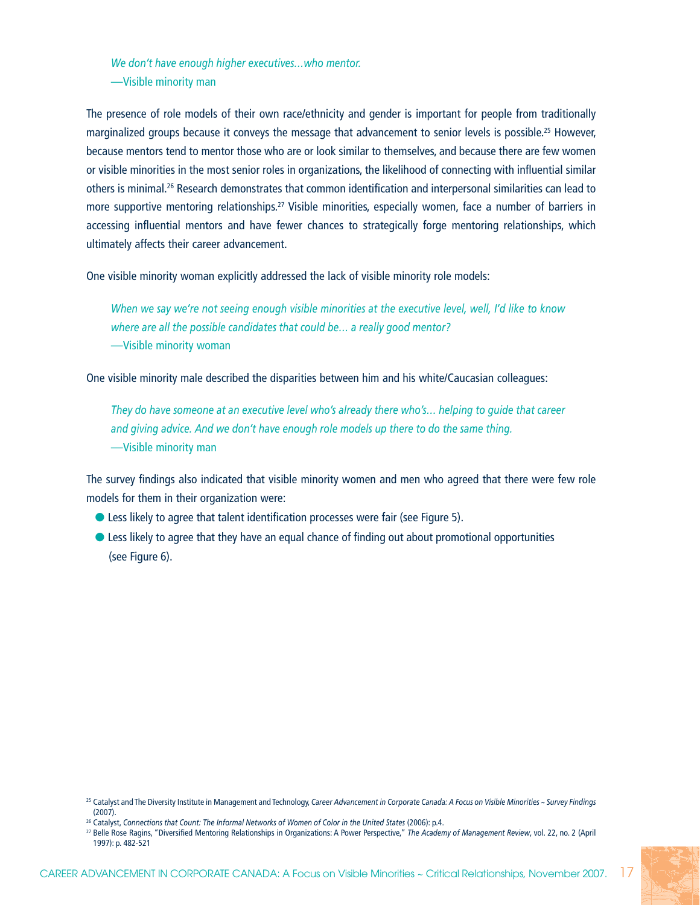*We don't have enough higher executives…who mentor.*
—Visible minority man

The presence of role models of their own race/ethnicity and gender is important for people from traditionally marginalized groups because it conveys the message that advancement to senior levels is possible.[25] However, because mentors tend to mentor those who are or look similar to themselves, and because there are few women or visible minorities in the most senior roles in organizations, the likelihood of connecting with influential similar others is minimal.[26] Research demonstrates that common identification and interpersonal similarities can lead to more supportive mentoring relationships.[27] Visible minorities, especially women, face a number of barriers in accessing influential mentors and have fewer chances to strategically forge mentoring relationships, which ultimately affects their career advancement.

One visible minority woman explicitly addressed the lack of visible minority role models:

*When we say we're not seeing enough visible minorities at the executive level, well, I'd like to know where are all the possible candidates that could be… a really good mentor?*
—Visible minority woman

One visible minority male described the disparities between him and his white/Caucasian colleagues:

*They do have someone at an executive level who's already there who's… helping to guide that career and giving advice. And we don't have enough role models up there to do the same thing.*
—Visible minority man

The survey findings also indicated that visible minority women and men who agreed that there were few role models for them in their organization were:

- Less likely to agree that talent identification processes were fair (see Figure 5).
- Less likely to agree that they have an equal chance of finding out about promotional opportunities (see Figure 6).

[25] Catalyst and The Diversity Institute in Management and Technology, *Career Advancement in Corporate Canada: A Focus on Visible Minorities ~ Survey Findings* (2007).

[26] Catalyst, *Connections that Count: The Informal Networks of Women of Color in the United States* (2006): p.4.

[27] Belle Rose Ragins, "Diversified Mentoring Relationships in Organizations: A Power Perspective," *The Academy of Management Review*, vol. 22, no. 2 (April 1997): p. 482-521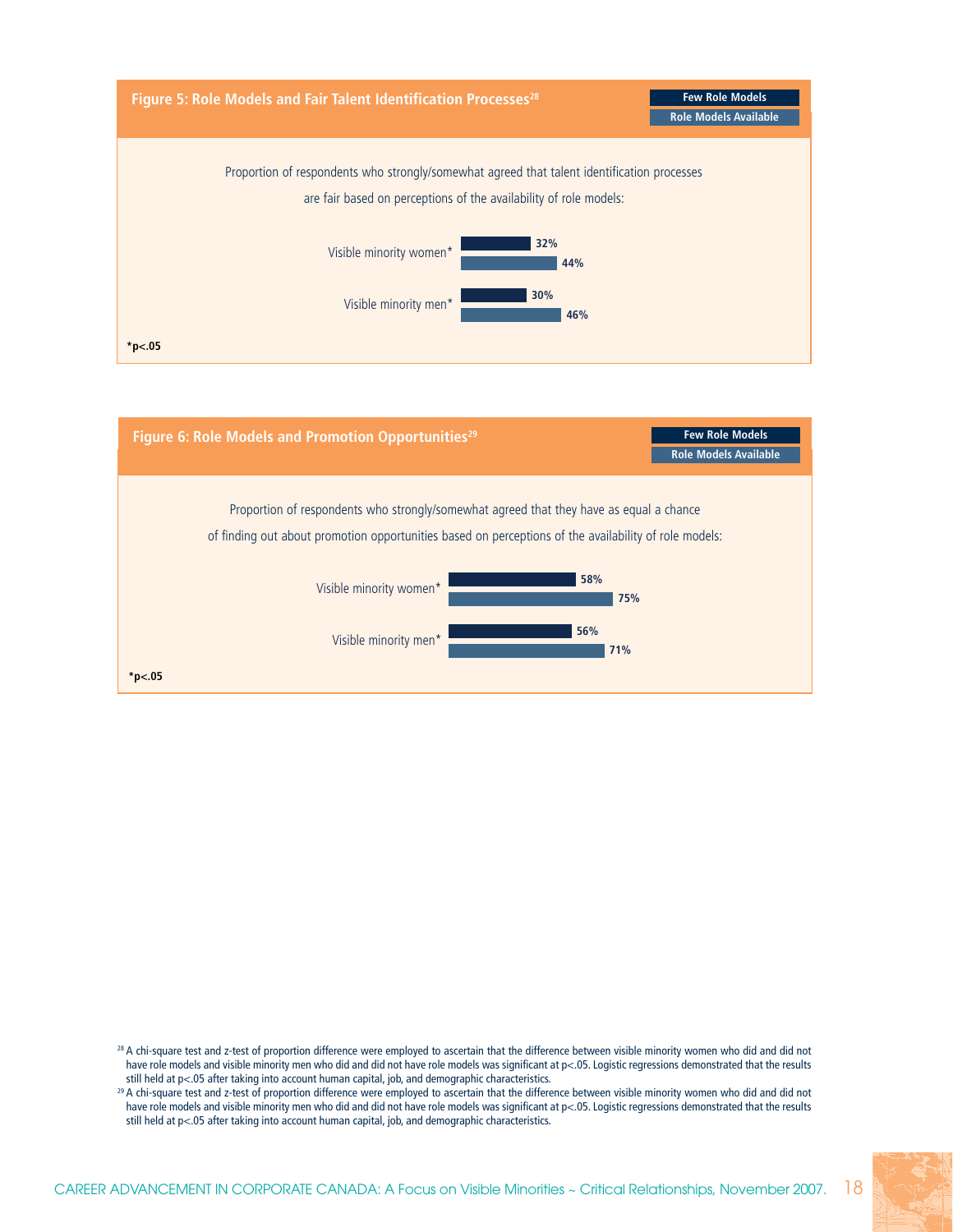**Figure 5: Role Models and Fair Talent Identification Processes**[28]

Proportion of respondents who strongly/somewhat agreed that talent identification processes are fair based on perceptions of the availability of role models:

| | Few Role Models | Role Models Available |
|---|---|---|
| Visible minority women* | 32% | 44% |
| Visible minority men* | 30% | 46% |

*p<.05

**Figure 6: Role Models and Promotion Opportunities**[29]

Proportion of respondents who strongly/somewhat agreed that they have as equal a chance of finding out about promotion opportunities based on perceptions of the availability of role models:

| | Few Role Models | Role Models Available |
|---|---|---|
| Visible minority women* | 58% | 75% |
| Visible minority men* | 56% | 71% |

*p<.05

[28] A chi-square test and z-test of proportion difference were employed to ascertain that the difference between visible minority women who did and did not have role models and visible minority men who did and did not have role models was significant at p<.05. Logistic regressions demonstrated that the results still held at p<.05 after taking into account human capital, job, and demographic characteristics.

[29] A chi-square test and z-test of proportion difference were employed to ascertain that the difference between visible minority women who did and did not have role models and visible minority men who did and did not have role models was significant at p<.05. Logistic regressions demonstrated that the results still held at p<.05 after taking into account human capital, job, and demographic characteristics.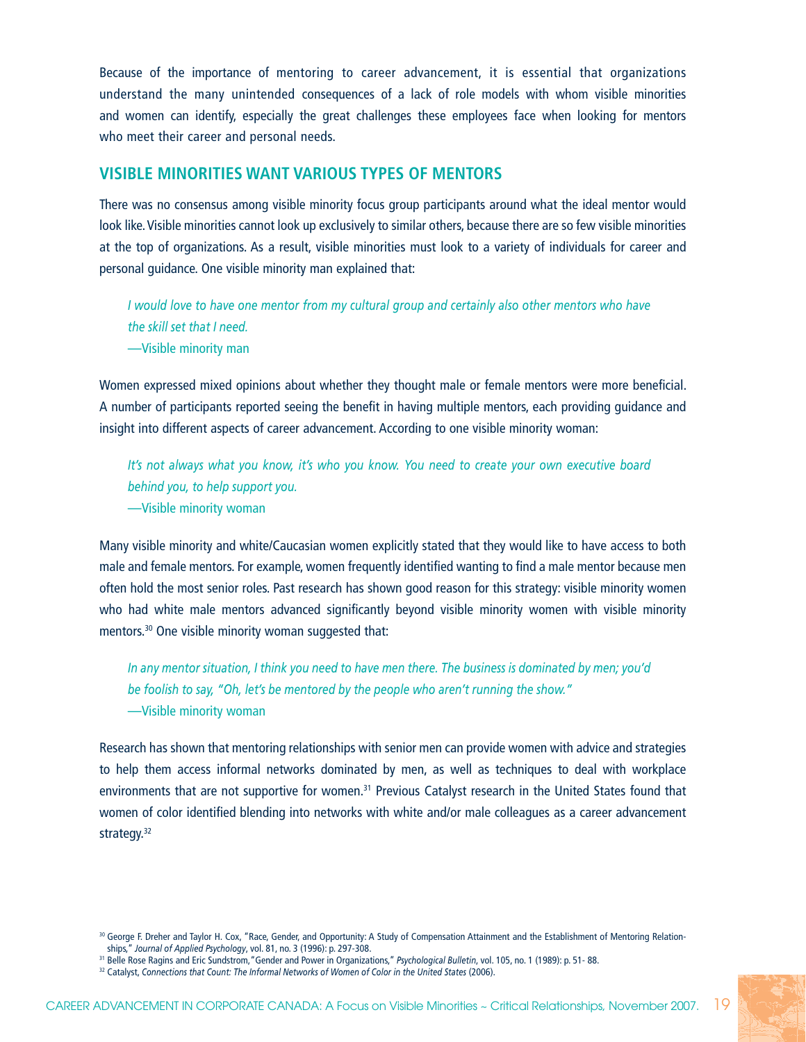Because of the importance of mentoring to career advancement, it is essential that organizations understand the many unintended consequences of a lack of role models with whom visible minorities and women can identify, especially the great challenges these employees face when looking for mentors who meet their career and personal needs.

## VISIBLE MINORITIES WANT VARIOUS TYPES OF MENTORS

There was no consensus among visible minority focus group participants around what the ideal mentor would look like. Visible minorities cannot look up exclusively to similar others, because there are so few visible minorities at the top of organizations. As a result, visible minorities must look to a variety of individuals for career and personal guidance. One visible minority man explained that:

> *I would love to have one mentor from my cultural group and certainly also other mentors who have the skill set that I need.*
> —Visible minority man

Women expressed mixed opinions about whether they thought male or female mentors were more beneficial. A number of participants reported seeing the benefit in having multiple mentors, each providing guidance and insight into different aspects of career advancement. According to one visible minority woman:

> *It's not always what you know, it's who you know. You need to create your own executive board behind you, to help support you.*
> —Visible minority woman

Many visible minority and white/Caucasian women explicitly stated that they would like to have access to both male and female mentors. For example, women frequently identified wanting to find a male mentor because men often hold the most senior roles. Past research has shown good reason for this strategy: visible minority women who had white male mentors advanced significantly beyond visible minority women with visible minority mentors.[30] One visible minority woman suggested that:

> *In any mentor situation, I think you need to have men there. The business is dominated by men; you'd be foolish to say, "Oh, let's be mentored by the people who aren't running the show."*
> —Visible minority woman

Research has shown that mentoring relationships with senior men can provide women with advice and strategies to help them access informal networks dominated by men, as well as techniques to deal with workplace environments that are not supportive for women.[31] Previous Catalyst research in the United States found that women of color identified blending into networks with white and/or male colleagues as a career advancement strategy.[32]

---

[30] George F. Dreher and Taylor H. Cox, "Race, Gender, and Opportunity: A Study of Compensation Attainment and the Establishment of Mentoring Relationships," *Journal of Applied Psychology*, vol. 81, no. 3 (1996): p. 297-308.

[31] Belle Rose Ragins and Eric Sundstrom, "Gender and Power in Organizations," *Psychological Bulletin*, vol. 105, no. 1 (1989): p. 51- 88.

[32] Catalyst, *Connections that Count: The Informal Networks of Women of Color in the United States* (2006).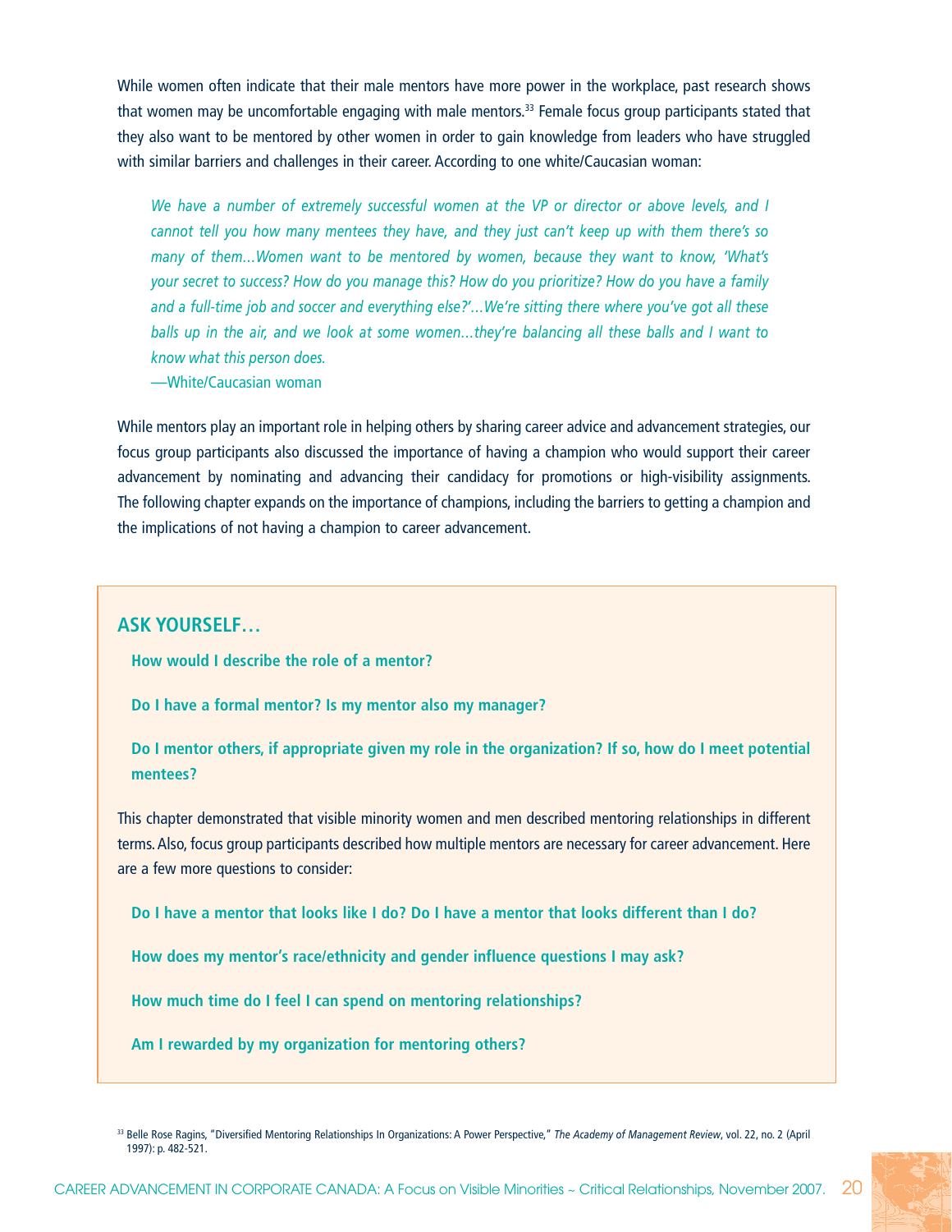While women often indicate that their male mentors have more power in the workplace, past research shows that women may be uncomfortable engaging with male mentors.[33] Female focus group participants stated that they also want to be mentored by other women in order to gain knowledge from leaders who have struggled with similar barriers and challenges in their career. According to one white/Caucasian woman:

> *We have a number of extremely successful women at the VP or director or above levels, and I cannot tell you how many mentees they have, and they just can't keep up with them there's so many of them…Women want to be mentored by women, because they want to know, 'What's your secret to success? How do you manage this? How do you prioritize? How do you have a family and a full-time job and soccer and everything else?'…We're sitting there where you've got all these balls up in the air, and we look at some women…they're balancing all these balls and I want to know what this person does.*
>
> —White/Caucasian woman

While mentors play an important role in helping others by sharing career advice and advancement strategies, our focus group participants also discussed the importance of having a champion who would support their career advancement by nominating and advancing their candidacy for promotions or high-visibility assignments. The following chapter expands on the importance of champions, including the barriers to getting a champion and the implications of not having a champion to career advancement.

## ASK YOURSELF…

**How would I describe the role of a mentor?**

**Do I have a formal mentor? Is my mentor also my manager?**

**Do I mentor others, if appropriate given my role in the organization? If so, how do I meet potential mentees?**

This chapter demonstrated that visible minority women and men described mentoring relationships in different terms. Also, focus group participants described how multiple mentors are necessary for career advancement. Here are a few more questions to consider:

**Do I have a mentor that looks like I do? Do I have a mentor that looks different than I do?**

**How does my mentor's race/ethnicity and gender influence questions I may ask?**

**How much time do I feel I can spend on mentoring relationships?**

**Am I rewarded by my organization for mentoring others?**

---

[33] Belle Rose Ragins, "Diversified Mentoring Relationships In Organizations: A Power Perspective," *The Academy of Management Review*, vol. 22, no. 2 (April 1997): p. 482-521.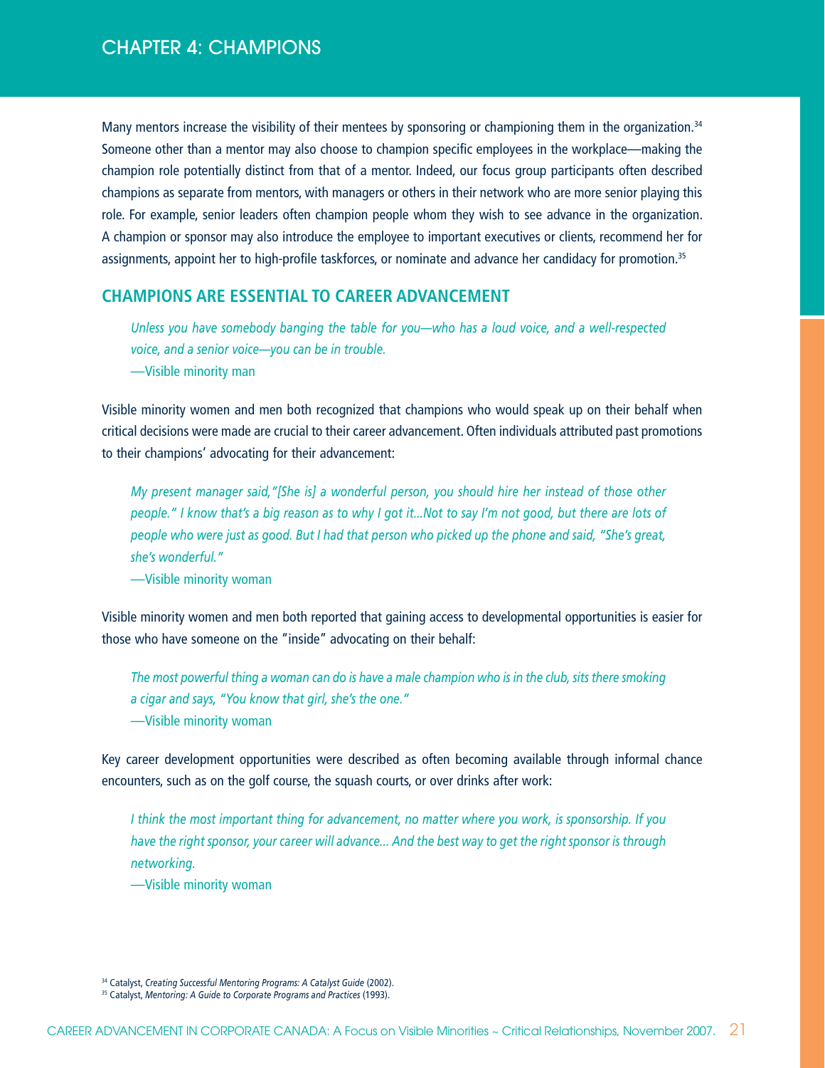# CHAPTER 4: CHAMPIONS

Many mentors increase the visibility of their mentees by sponsoring or championing them in the organization.[34] Someone other than a mentor may also choose to champion specific employees in the workplace—making the champion role potentially distinct from that of a mentor. Indeed, our focus group participants often described champions as separate from mentors, with managers or others in their network who are more senior playing this role. For example, senior leaders often champion people whom they wish to see advance in the organization. A champion or sponsor may also introduce the employee to important executives or clients, recommend her for assignments, appoint her to high-profile taskforces, or nominate and advance her candidacy for promotion.[35]

## CHAMPIONS ARE ESSENTIAL TO CAREER ADVANCEMENT

> *Unless you have somebody banging the table for you—who has a loud voice, and a well-respected voice, and a senior voice—you can be in trouble.*
>
> —Visible minority man

Visible minority women and men both recognized that champions who would speak up on their behalf when critical decisions were made are crucial to their career advancement. Often individuals attributed past promotions to their champions' advocating for their advancement:

> *My present manager said, "[She is] a wonderful person, you should hire her instead of those other people." I know that's a big reason as to why I got it...Not to say I'm not good, but there are lots of people who were just as good. But I had that person who picked up the phone and said, "She's great, she's wonderful."*
>
> —Visible minority woman

Visible minority women and men both reported that gaining access to developmental opportunities is easier for those who have someone on the "inside" advocating on their behalf:

> *The most powerful thing a woman can do is have a male champion who is in the club, sits there smoking a cigar and says, "You know that girl, she's the one."*
>
> —Visible minority woman

Key career development opportunities were described as often becoming available through informal chance encounters, such as on the golf course, the squash courts, or over drinks after work:

> *I think the most important thing for advancement, no matter where you work, is sponsorship. If you have the right sponsor, your career will advance... And the best way to get the right sponsor is through networking.*
>
> —Visible minority woman

[34] Catalyst, *Creating Successful Mentoring Programs: A Catalyst Guide* (2002).
[35] Catalyst, *Mentoring: A Guide to Corporate Programs and Practices* (1993).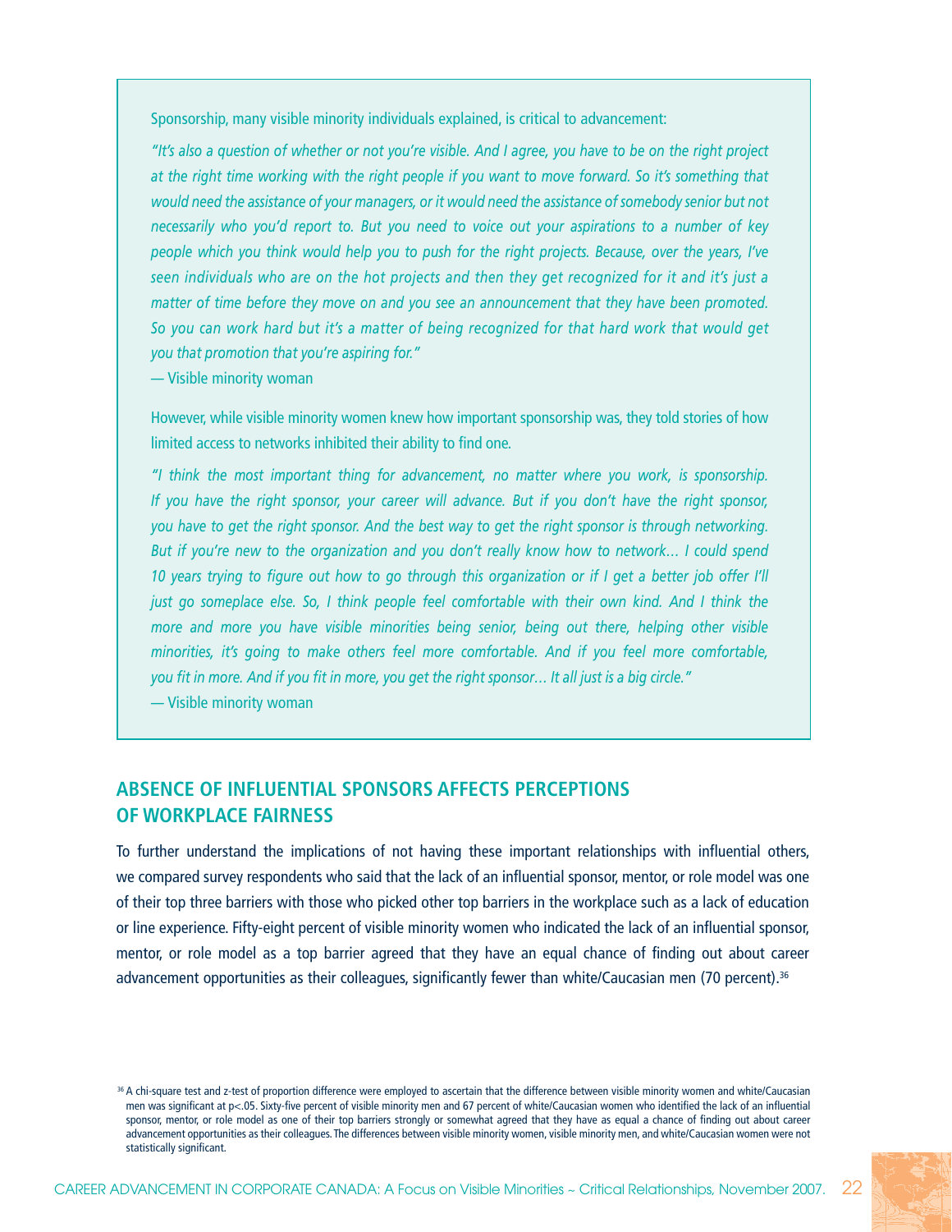Sponsorship, many visible minority individuals explained, is critical to advancement:

*"It's also a question of whether or not you're visible. And I agree, you have to be on the right project at the right time working with the right people if you want to move forward. So it's something that would need the assistance of your managers, or it would need the assistance of somebody senior but not necessarily who you'd report to. But you need to voice out your aspirations to a number of key people which you think would help you to push for the right projects. Because, over the years, I've seen individuals who are on the hot projects and then they get recognized for it and it's just a matter of time before they move on and you see an announcement that they have been promoted. So you can work hard but it's a matter of being recognized for that hard work that would get you that promotion that you're aspiring for."*

— Visible minority woman

However, while visible minority women knew how important sponsorship was, they told stories of how limited access to networks inhibited their ability to find one.

*"I think the most important thing for advancement, no matter where you work, is sponsorship. If you have the right sponsor, your career will advance. But if you don't have the right sponsor, you have to get the right sponsor. And the best way to get the right sponsor is through networking. But if you're new to the organization and you don't really know how to network… I could spend 10 years trying to figure out how to go through this organization or if I get a better job offer I'll just go someplace else. So, I think people feel comfortable with their own kind. And I think the more and more you have visible minorities being senior, being out there, helping other visible minorities, it's going to make others feel more comfortable. And if you feel more comfortable, you fit in more. And if you fit in more, you get the right sponsor… It all just is a big circle."*

— Visible minority woman

## ABSENCE OF INFLUENTIAL SPONSORS AFFECTS PERCEPTIONS OF WORKPLACE FAIRNESS

To further understand the implications of not having these important relationships with influential others, we compared survey respondents who said that the lack of an influential sponsor, mentor, or role model was one of their top three barriers with those who picked other top barriers in the workplace such as a lack of education or line experience. Fifty-eight percent of visible minority women who indicated the lack of an influential sponsor, mentor, or role model as a top barrier agreed that they have an equal chance of finding out about career advancement opportunities as their colleagues, significantly fewer than white/Caucasian men (70 percent).[36]

[36] A chi-square test and z-test of proportion difference were employed to ascertain that the difference between visible minority women and white/Caucasian men was significant at $p<.05$. Sixty-five percent of visible minority men and 67 percent of white/Caucasian women who identified the lack of an influential sponsor, mentor, or role model as one of their top barriers strongly or somewhat agreed that they have as equal a chance of finding out about career advancement opportunities as their colleagues. The differences between visible minority women, visible minority men, and white/Caucasian women were not statistically significant.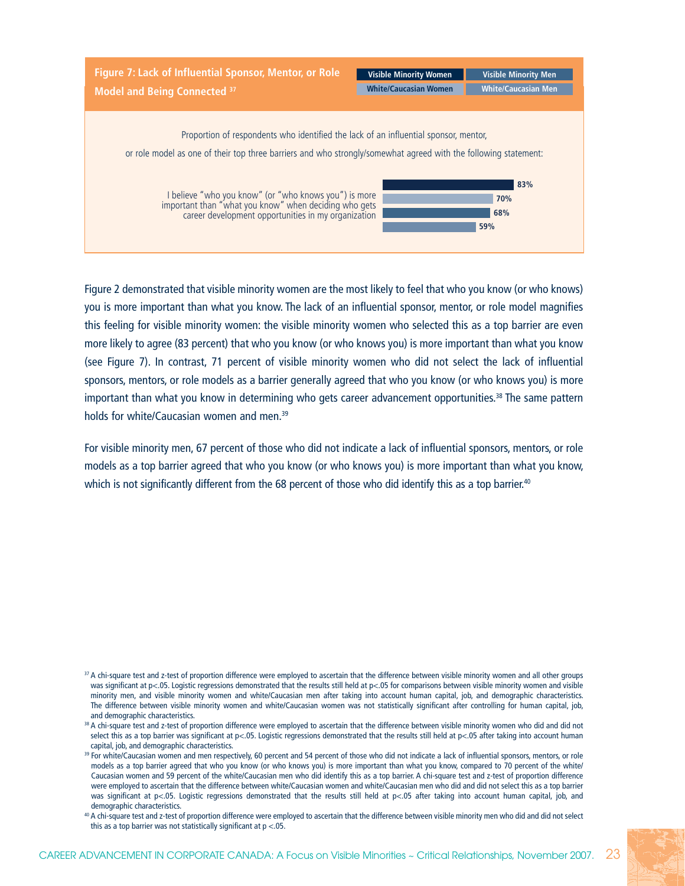**Figure 7: Lack of Influential Sponsor, Mentor, or Role Model and Being Connected** [37]

Proportion of respondents who identified the lack of an influential sponsor, mentor, or role model as one of their top three barriers and who strongly/somewhat agreed with the following statement:

| Statement | Visible Minority Women | White/Caucasian Women | Visible Minority Men | White/Caucasian Men |
|---|---|---|---|---|
| I believe "who you know" (or "who knows you") is more important than "what you know" when deciding who gets career development opportunities in my organization | 83% | 70% | 68% | 59% |

Figure 2 demonstrated that visible minority women are the most likely to feel that who you know (or who knows) you is more important than what you know. The lack of an influential sponsor, mentor, or role model magnifies this feeling for visible minority women: the visible minority women who selected this as a top barrier are even more likely to agree (83 percent) that who you know (or who knows you) is more important than what you know (see Figure 7). In contrast, 71 percent of visible minority women who did not select the lack of influential sponsors, mentors, or role models as a barrier generally agreed that who you know (or who knows you) is more important than what you know in determining who gets career advancement opportunities.[38] The same pattern holds for white/Caucasian women and men.[39]

For visible minority men, 67 percent of those who did not indicate a lack of influential sponsors, mentors, or role models as a top barrier agreed that who you know (or who knows you) is more important than what you know, which is not significantly different from the 68 percent of those who did identify this as a top barrier.[40]

---

[37] A chi-square test and z-test of proportion difference were employed to ascertain that the difference between visible minority women and all other groups was significant at p<.05. Logistic regressions demonstrated that the results still held at p<.05 for comparisons between visible minority women and visible minority men, and visible minority women and white/Caucasian men after taking into account human capital, job, and demographic characteristics. The difference between visible minority women and white/Caucasian women was not statistically significant after controlling for human capital, job, and demographic characteristics.

[38] A chi-square test and z-test of proportion difference were employed to ascertain that the difference between visible minority women who did and did not select this as a top barrier was significant at p<.05. Logistic regressions demonstrated that the results still held at p<.05 after taking into account human capital, job, and demographic characteristics.

[39] For white/Caucasian women and men respectively, 60 percent and 54 percent of those who did not indicate a lack of influential sponsors, mentors, or role models as a top barrier agreed that who you know (or who knows you) is more important than what you know, compared to 70 percent of the white/Caucasian women and 59 percent of the white/Caucasian men who did identify this as a top barrier. A chi-square test and z-test of proportion difference were employed to ascertain that the difference between white/Caucasian women and white/Caucasian men who did and did not select this as a top barrier was significant at p<.05. Logistic regressions demonstrated that the results still held at p<.05 after taking into account human capital, job, and demographic characteristics.

[40] A chi-square test and z-test of proportion difference were employed to ascertain that the difference between visible minority men who did and did not select this as a top barrier was not statistically significant at p <.05.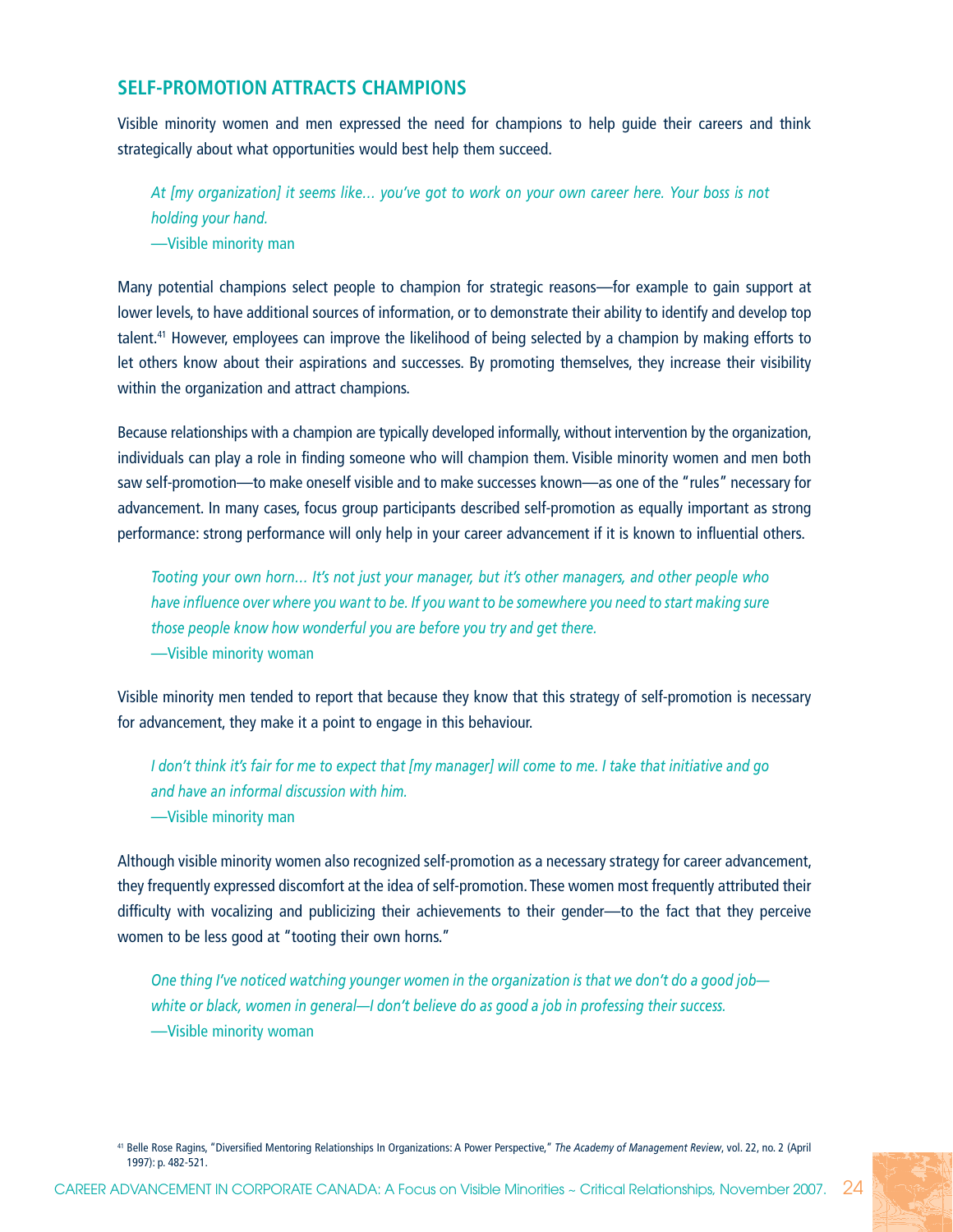## SELF-PROMOTION ATTRACTS CHAMPIONS

Visible minority women and men expressed the need for champions to help guide their careers and think strategically about what opportunities would best help them succeed.

> *At [my organization] it seems like… you've got to work on your own career here. Your boss is not holding your hand.*
> —Visible minority man

Many potential champions select people to champion for strategic reasons—for example to gain support at lower levels, to have additional sources of information, or to demonstrate their ability to identify and develop top talent.[41] However, employees can improve the likelihood of being selected by a champion by making efforts to let others know about their aspirations and successes. By promoting themselves, they increase their visibility within the organization and attract champions.

Because relationships with a champion are typically developed informally, without intervention by the organization, individuals can play a role in finding someone who will champion them. Visible minority women and men both saw self-promotion—to make oneself visible and to make successes known—as one of the "rules" necessary for advancement. In many cases, focus group participants described self-promotion as equally important as strong performance: strong performance will only help in your career advancement if it is known to influential others.

> *Tooting your own horn… It's not just your manager, but it's other managers, and other people who have influence over where you want to be. If you want to be somewhere you need to start making sure those people know how wonderful you are before you try and get there.*
> —Visible minority woman

Visible minority men tended to report that because they know that this strategy of self-promotion is necessary for advancement, they make it a point to engage in this behaviour.

> *I don't think it's fair for me to expect that [my manager] will come to me. I take that initiative and go and have an informal discussion with him.*
> —Visible minority man

Although visible minority women also recognized self-promotion as a necessary strategy for career advancement, they frequently expressed discomfort at the idea of self-promotion. These women most frequently attributed their difficulty with vocalizing and publicizing their achievements to their gender—to the fact that they perceive women to be less good at "tooting their own horns."

> *One thing I've noticed watching younger women in the organization is that we don't do a good job—white or black, women in general—I don't believe do as good a job in professing their success.*
> —Visible minority woman

---

[41] Belle Rose Ragins, "Diversified Mentoring Relationships In Organizations: A Power Perspective," *The Academy of Management Review*, vol. 22, no. 2 (April 1997): p. 482-521.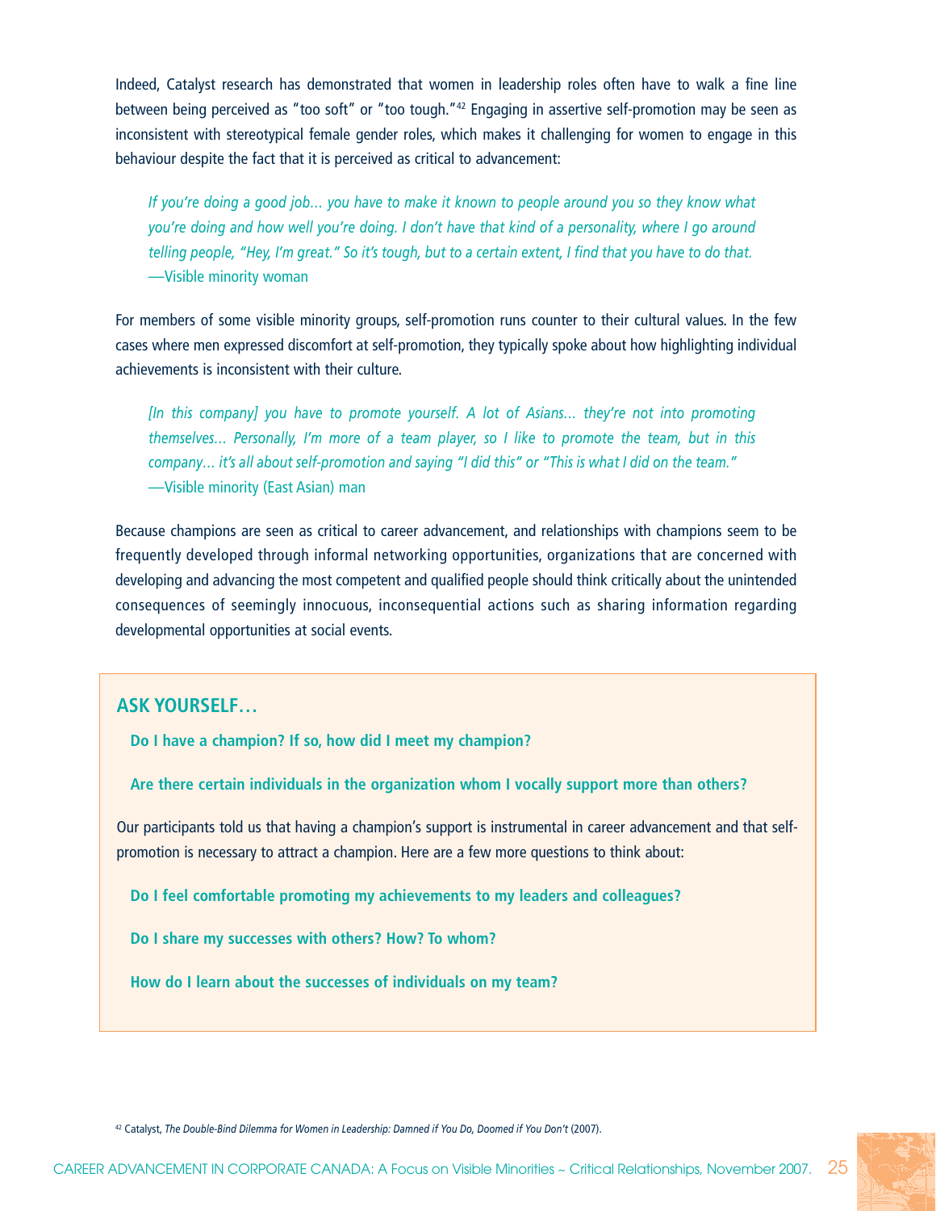Indeed, Catalyst research has demonstrated that women in leadership roles often have to walk a fine line between being perceived as "too soft" or "too tough."[42] Engaging in assertive self-promotion may be seen as inconsistent with stereotypical female gender roles, which makes it challenging for women to engage in this behaviour despite the fact that it is perceived as critical to advancement:

> *If you're doing a good job… you have to make it known to people around you so they know what you're doing and how well you're doing. I don't have that kind of a personality, where I go around telling people, "Hey, I'm great." So it's tough, but to a certain extent, I find that you have to do that.*
> —Visible minority woman

For members of some visible minority groups, self-promotion runs counter to their cultural values. In the few cases where men expressed discomfort at self-promotion, they typically spoke about how highlighting individual achievements is inconsistent with their culture.

> *[In this company] you have to promote yourself. A lot of Asians… they're not into promoting themselves… Personally, I'm more of a team player, so I like to promote the team, but in this company… it's all about self-promotion and saying "I did this" or "This is what I did on the team."*
> —Visible minority (East Asian) man

Because champions are seen as critical to career advancement, and relationships with champions seem to be frequently developed through informal networking opportunities, organizations that are concerned with developing and advancing the most competent and qualified people should think critically about the unintended consequences of seemingly innocuous, inconsequential actions such as sharing information regarding developmental opportunities at social events.

### ASK YOURSELF…

**Do I have a champion? If so, how did I meet my champion?**

**Are there certain individuals in the organization whom I vocally support more than others?**

Our participants told us that having a champion's support is instrumental in career advancement and that self-promotion is necessary to attract a champion. Here are a few more questions to think about:

**Do I feel comfortable promoting my achievements to my leaders and colleagues?**

**Do I share my successes with others? How? To whom?**

**How do I learn about the successes of individuals on my team?**

[42] Catalyst, *The Double-Bind Dilemma for Women in Leadership: Damned if You Do, Doomed if You Don't* (2007).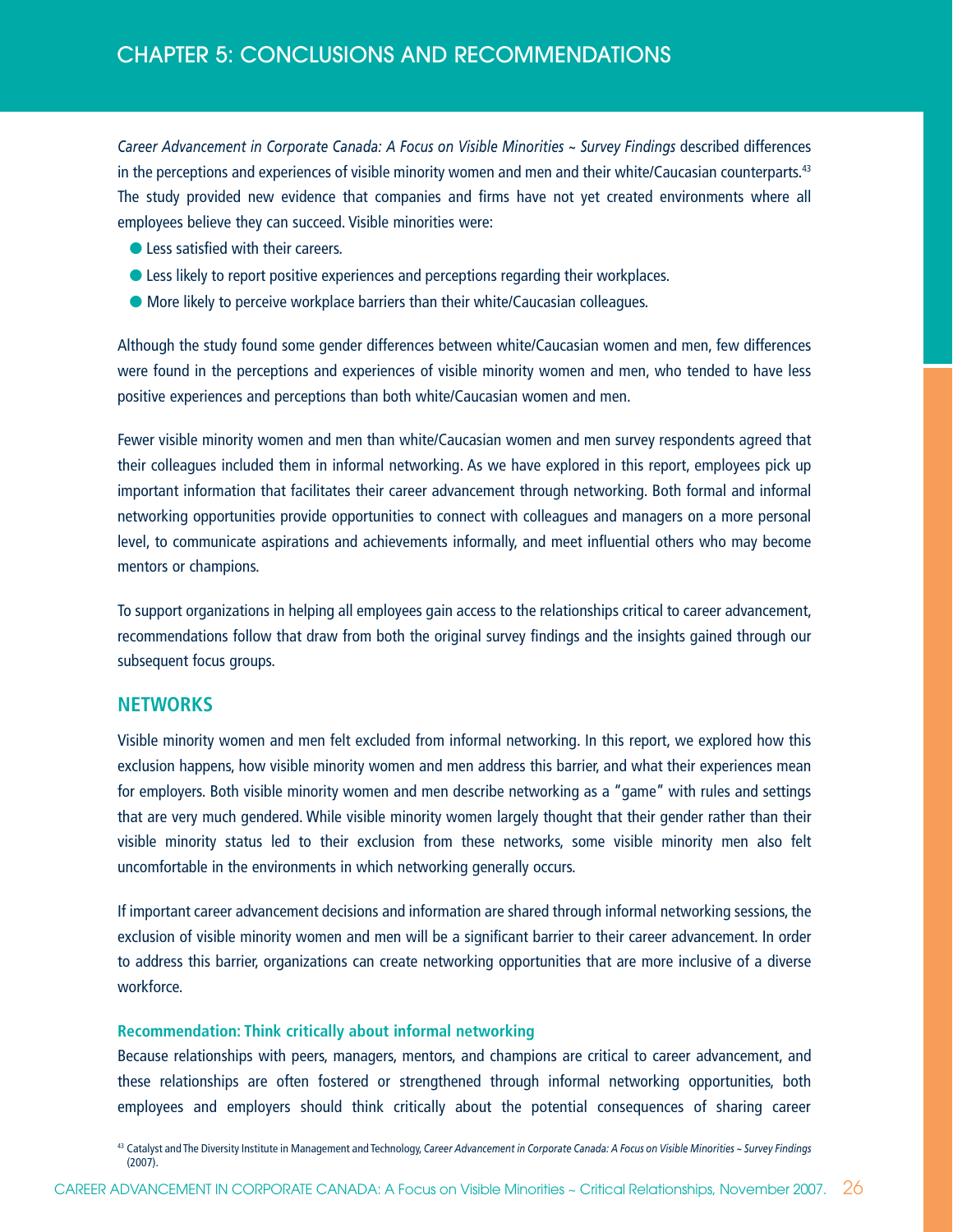# CHAPTER 5: CONCLUSIONS AND RECOMMENDATIONS

*Career Advancement in Corporate Canada: A Focus on Visible Minorities ~ Survey Findings* described differences in the perceptions and experiences of visible minority women and men and their white/Caucasian counterparts.[43] The study provided new evidence that companies and firms have not yet created environments where all employees believe they can succeed. Visible minorities were:

- Less satisfied with their careers.
- Less likely to report positive experiences and perceptions regarding their workplaces.
- More likely to perceive workplace barriers than their white/Caucasian colleagues.

Although the study found some gender differences between white/Caucasian women and men, few differences were found in the perceptions and experiences of visible minority women and men, who tended to have less positive experiences and perceptions than both white/Caucasian women and men.

Fewer visible minority women and men than white/Caucasian women and men survey respondents agreed that their colleagues included them in informal networking. As we have explored in this report, employees pick up important information that facilitates their career advancement through networking. Both formal and informal networking opportunities provide opportunities to connect with colleagues and managers on a more personal level, to communicate aspirations and achievements informally, and meet influential others who may become mentors or champions.

To support organizations in helping all employees gain access to the relationships critical to career advancement, recommendations follow that draw from both the original survey findings and the insights gained through our subsequent focus groups.

## NETWORKS

Visible minority women and men felt excluded from informal networking. In this report, we explored how this exclusion happens, how visible minority women and men address this barrier, and what their experiences mean for employers. Both visible minority women and men describe networking as a "game" with rules and settings that are very much gendered. While visible minority women largely thought that their gender rather than their visible minority status led to their exclusion from these networks, some visible minority men also felt uncomfortable in the environments in which networking generally occurs.

If important career advancement decisions and information are shared through informal networking sessions, the exclusion of visible minority women and men will be a significant barrier to their career advancement. In order to address this barrier, organizations can create networking opportunities that are more inclusive of a diverse workforce.

### Recommendation: Think critically about informal networking

Because relationships with peers, managers, mentors, and champions are critical to career advancement, and these relationships are often fostered or strengthened through informal networking opportunities, both employees and employers should think critically about the potential consequences of sharing career

[43] Catalyst and The Diversity Institute in Management and Technology, *Career Advancement in Corporate Canada: A Focus on Visible Minorities ~ Survey Findings* (2007).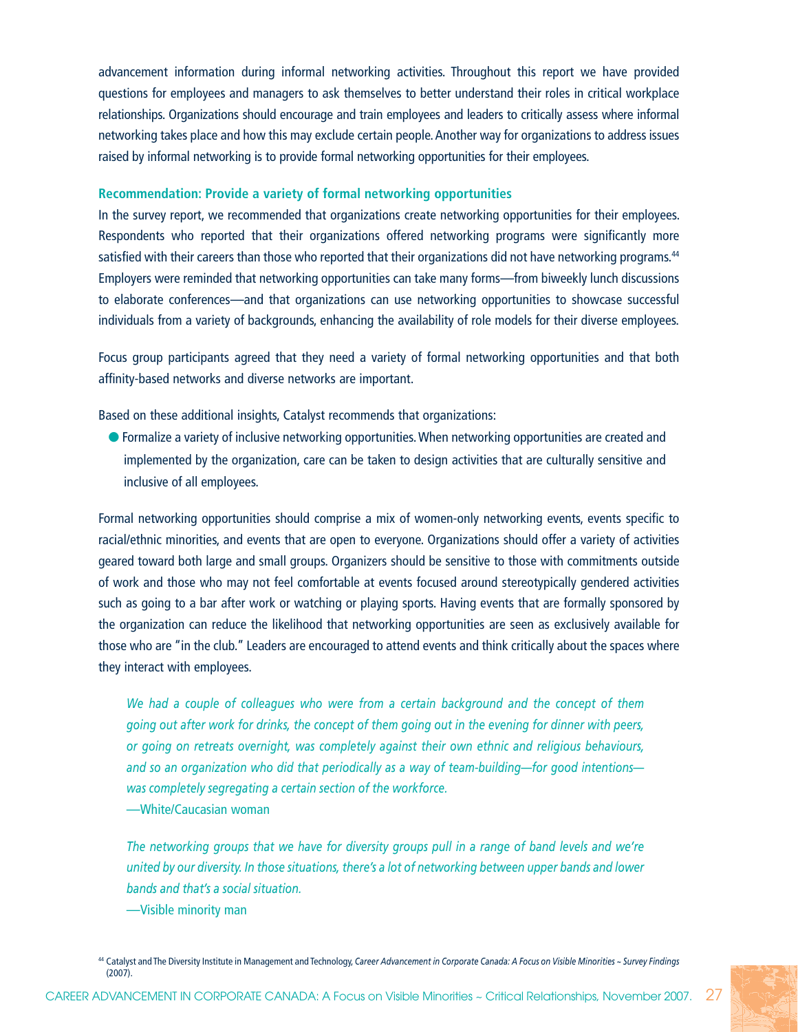advancement information during informal networking activities. Throughout this report we have provided questions for employees and managers to ask themselves to better understand their roles in critical workplace relationships. Organizations should encourage and train employees and leaders to critically assess where informal networking takes place and how this may exclude certain people. Another way for organizations to address issues raised by informal networking is to provide formal networking opportunities for their employees.

### Recommendation: Provide a variety of formal networking opportunities

In the survey report, we recommended that organizations create networking opportunities for their employees. Respondents who reported that their organizations offered networking programs were significantly more satisfied with their careers than those who reported that their organizations did not have networking programs.[44] Employers were reminded that networking opportunities can take many forms—from biweekly lunch discussions to elaborate conferences—and that organizations can use networking opportunities to showcase successful individuals from a variety of backgrounds, enhancing the availability of role models for their diverse employees.

Focus group participants agreed that they need a variety of formal networking opportunities and that both affinity-based networks and diverse networks are important.

Based on these additional insights, Catalyst recommends that organizations:

- Formalize a variety of inclusive networking opportunities. When networking opportunities are created and implemented by the organization, care can be taken to design activities that are culturally sensitive and inclusive of all employees.

Formal networking opportunities should comprise a mix of women-only networking events, events specific to racial/ethnic minorities, and events that are open to everyone. Organizations should offer a variety of activities geared toward both large and small groups. Organizers should be sensitive to those with commitments outside of work and those who may not feel comfortable at events focused around stereotypically gendered activities such as going to a bar after work or watching or playing sports. Having events that are formally sponsored by the organization can reduce the likelihood that networking opportunities are seen as exclusively available for those who are "in the club." Leaders are encouraged to attend events and think critically about the spaces where they interact with employees.

> *We had a couple of colleagues who were from a certain background and the concept of them going out after work for drinks, the concept of them going out in the evening for dinner with peers, or going on retreats overnight, was completely against their own ethnic and religious behaviours, and so an organization who did that periodically as a way of team-building—for good intentions—was completely segregating a certain section of the workforce.*
>
> —White/Caucasian woman

> *The networking groups that we have for diversity groups pull in a range of band levels and we're united by our diversity. In those situations, there's a lot of networking between upper bands and lower bands and that's a social situation.*
>
> —Visible minority man

[44] Catalyst and The Diversity Institute in Management and Technology, *Career Advancement in Corporate Canada: A Focus on Visible Minorities ~ Survey Findings* (2007).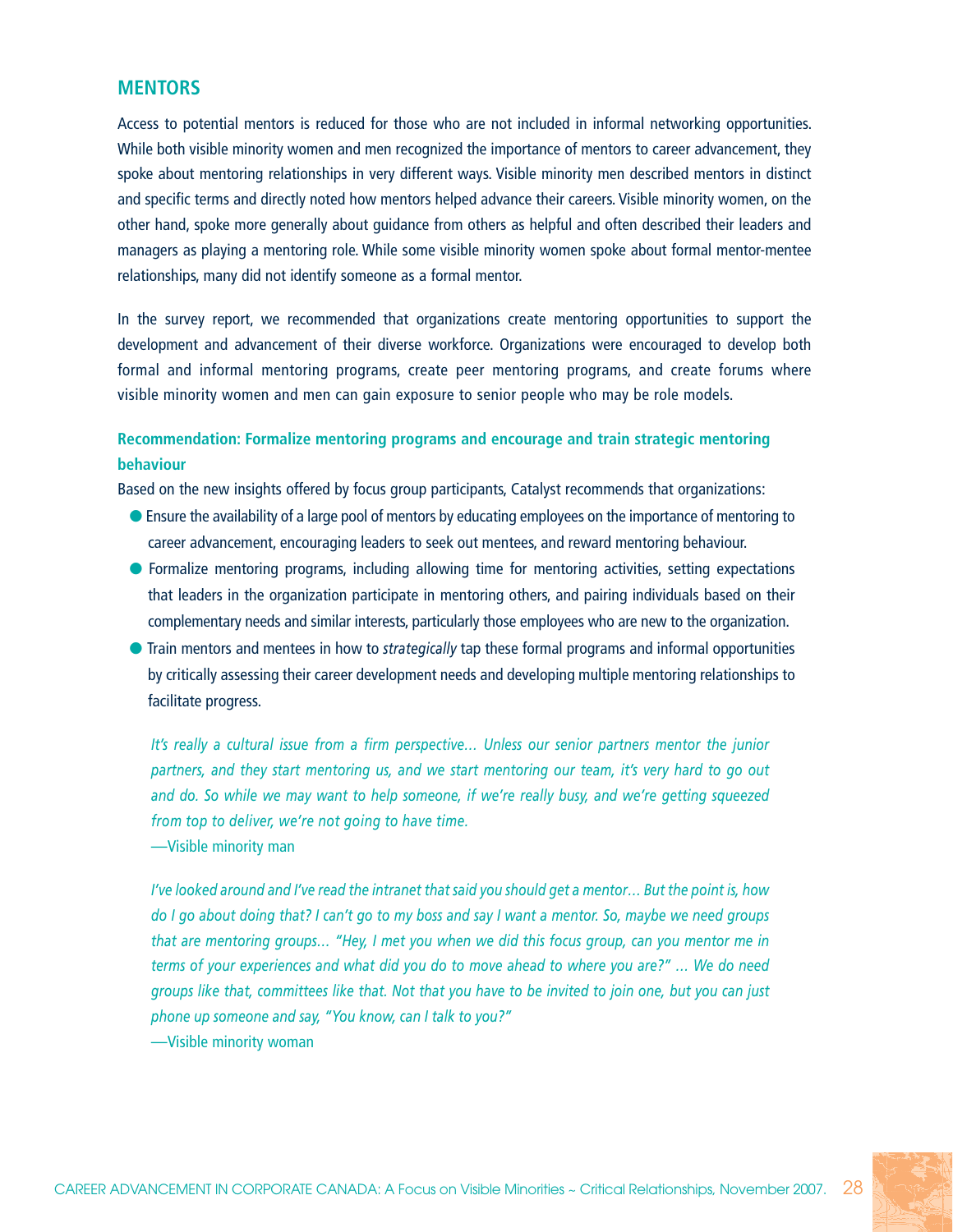## MENTORS

Access to potential mentors is reduced for those who are not included in informal networking opportunities. While both visible minority women and men recognized the importance of mentors to career advancement, they spoke about mentoring relationships in very different ways. Visible minority men described mentors in distinct and specific terms and directly noted how mentors helped advance their careers. Visible minority women, on the other hand, spoke more generally about guidance from others as helpful and often described their leaders and managers as playing a mentoring role. While some visible minority women spoke about formal mentor-mentee relationships, many did not identify someone as a formal mentor.

In the survey report, we recommended that organizations create mentoring opportunities to support the development and advancement of their diverse workforce. Organizations were encouraged to develop both formal and informal mentoring programs, create peer mentoring programs, and create forums where visible minority women and men can gain exposure to senior people who may be role models.

### Recommendation: Formalize mentoring programs and encourage and train strategic mentoring behaviour

Based on the new insights offered by focus group participants, Catalyst recommends that organizations:

- Ensure the availability of a large pool of mentors by educating employees on the importance of mentoring to career advancement, encouraging leaders to seek out mentees, and reward mentoring behaviour.
- Formalize mentoring programs, including allowing time for mentoring activities, setting expectations that leaders in the organization participate in mentoring others, and pairing individuals based on their complementary needs and similar interests, particularly those employees who are new to the organization.
- Train mentors and mentees in how to *strategically* tap these formal programs and informal opportunities by critically assessing their career development needs and developing multiple mentoring relationships to facilitate progress.

*It's really a cultural issue from a firm perspective… Unless our senior partners mentor the junior partners, and they start mentoring us, and we start mentoring our team, it's very hard to go out and do. So while we may want to help someone, if we're really busy, and we're getting squeezed from top to deliver, we're not going to have time.*
—Visible minority man

*I've looked around and I've read the intranet that said you should get a mentor… But the point is, how do I go about doing that? I can't go to my boss and say I want a mentor. So, maybe we need groups that are mentoring groups… "Hey, I met you when we did this focus group, can you mentor me in terms of your experiences and what did you do to move ahead to where you are?" … We do need groups like that, committees like that. Not that you have to be invited to join one, but you can just phone up someone and say, "You know, can I talk to you?"*
—Visible minority woman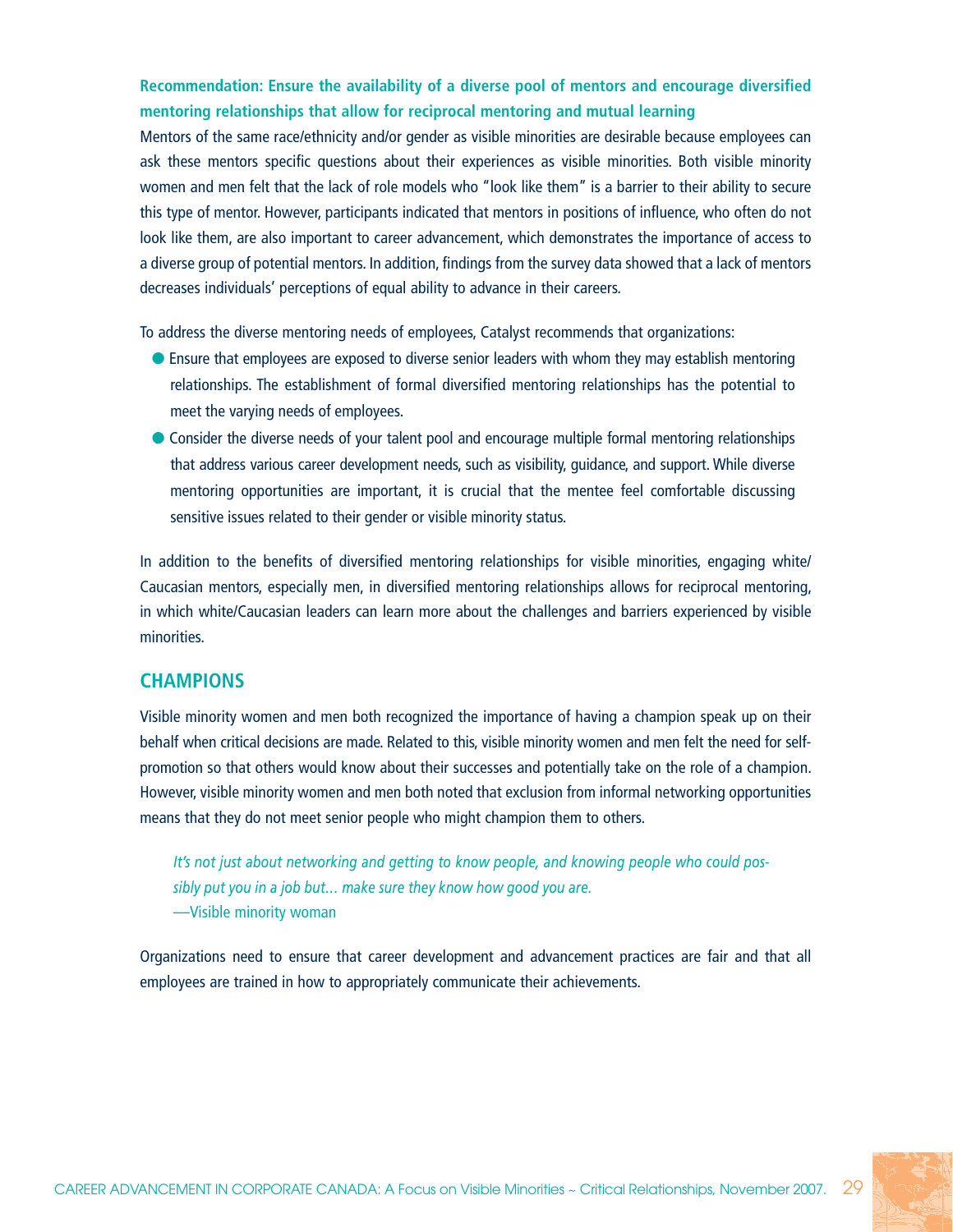**Recommendation: Ensure the availability of a diverse pool of mentors and encourage diversified mentoring relationships that allow for reciprocal mentoring and mutual learning**

Mentors of the same race/ethnicity and/or gender as visible minorities are desirable because employees can ask these mentors specific questions about their experiences as visible minorities. Both visible minority women and men felt that the lack of role models who "look like them" is a barrier to their ability to secure this type of mentor. However, participants indicated that mentors in positions of influence, who often do not look like them, are also important to career advancement, which demonstrates the importance of access to a diverse group of potential mentors. In addition, findings from the survey data showed that a lack of mentors decreases individuals' perceptions of equal ability to advance in their careers.

To address the diverse mentoring needs of employees, Catalyst recommends that organizations:

- Ensure that employees are exposed to diverse senior leaders with whom they may establish mentoring relationships. The establishment of formal diversified mentoring relationships has the potential to meet the varying needs of employees.
- Consider the diverse needs of your talent pool and encourage multiple formal mentoring relationships that address various career development needs, such as visibility, guidance, and support. While diverse mentoring opportunities are important, it is crucial that the mentee feel comfortable discussing sensitive issues related to their gender or visible minority status.

In addition to the benefits of diversified mentoring relationships for visible minorities, engaging white/Caucasian mentors, especially men, in diversified mentoring relationships allows for reciprocal mentoring, in which white/Caucasian leaders can learn more about the challenges and barriers experienced by visible minorities.

## CHAMPIONS

Visible minority women and men both recognized the importance of having a champion speak up on their behalf when critical decisions are made. Related to this, visible minority women and men felt the need for self-promotion so that others would know about their successes and potentially take on the role of a champion. However, visible minority women and men both noted that exclusion from informal networking opportunities means that they do not meet senior people who might champion them to others.

> *It's not just about networking and getting to know people, and knowing people who could possibly put you in a job but… make sure they know how good you are.*
> —Visible minority woman

Organizations need to ensure that career development and advancement practices are fair and that all employees are trained in how to appropriately communicate their achievements.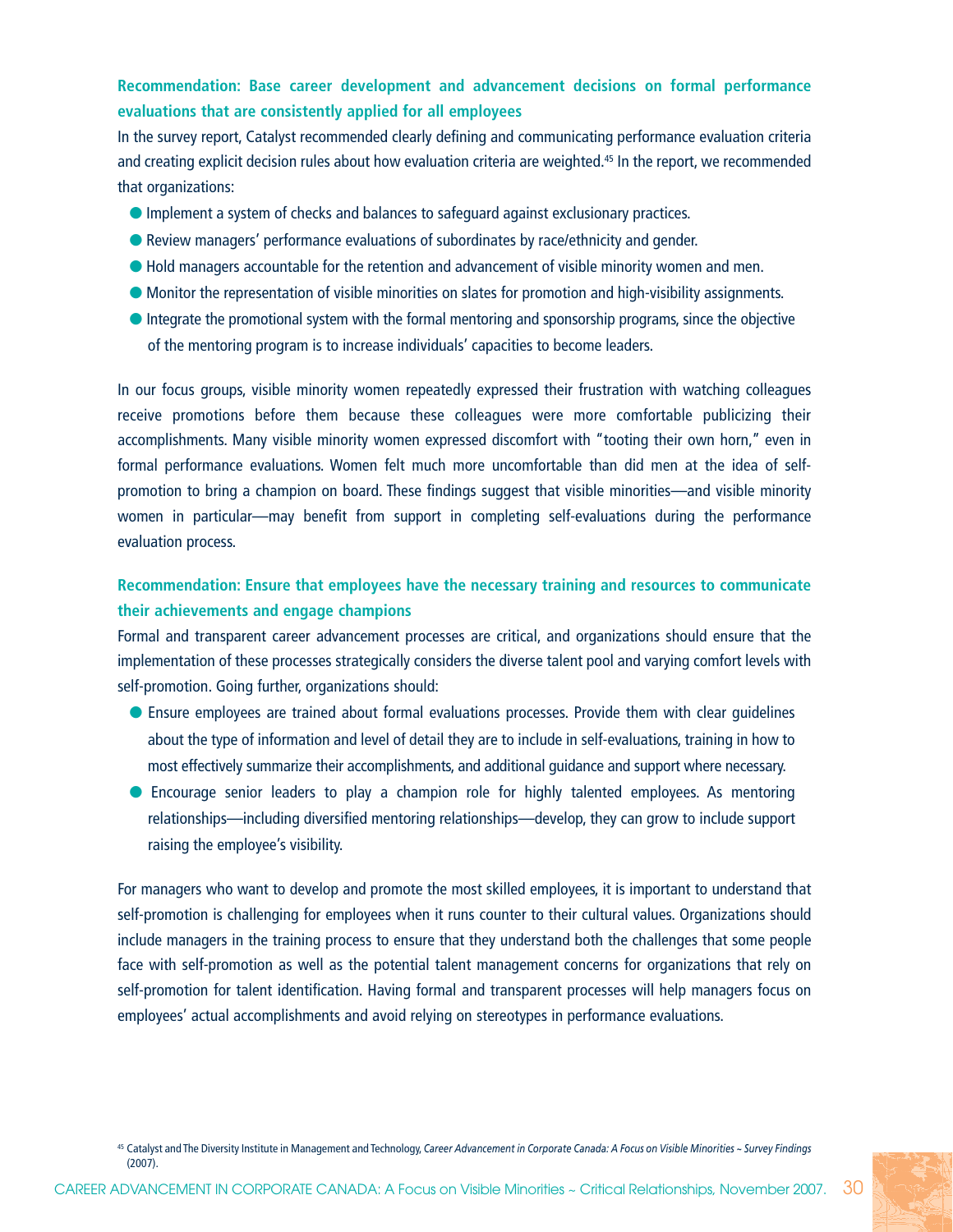### Recommendation: Base career development and advancement decisions on formal performance evaluations that are consistently applied for all employees

In the survey report, Catalyst recommended clearly defining and communicating performance evaluation criteria and creating explicit decision rules about how evaluation criteria are weighted.[45] In the report, we recommended that organizations:

- Implement a system of checks and balances to safeguard against exclusionary practices.
- Review managers' performance evaluations of subordinates by race/ethnicity and gender.
- Hold managers accountable for the retention and advancement of visible minority women and men.
- Monitor the representation of visible minorities on slates for promotion and high-visibility assignments.
- Integrate the promotional system with the formal mentoring and sponsorship programs, since the objective of the mentoring program is to increase individuals' capacities to become leaders.

In our focus groups, visible minority women repeatedly expressed their frustration with watching colleagues receive promotions before them because these colleagues were more comfortable publicizing their accomplishments. Many visible minority women expressed discomfort with "tooting their own horn," even in formal performance evaluations. Women felt much more uncomfortable than did men at the idea of self-promotion to bring a champion on board. These findings suggest that visible minorities—and visible minority women in particular—may benefit from support in completing self-evaluations during the performance evaluation process.

### Recommendation: Ensure that employees have the necessary training and resources to communicate their achievements and engage champions

Formal and transparent career advancement processes are critical, and organizations should ensure that the implementation of these processes strategically considers the diverse talent pool and varying comfort levels with self-promotion. Going further, organizations should:

- Ensure employees are trained about formal evaluations processes. Provide them with clear guidelines about the type of information and level of detail they are to include in self-evaluations, training in how to most effectively summarize their accomplishments, and additional guidance and support where necessary.
- Encourage senior leaders to play a champion role for highly talented employees. As mentoring relationships—including diversified mentoring relationships—develop, they can grow to include support raising the employee's visibility.

For managers who want to develop and promote the most skilled employees, it is important to understand that self-promotion is challenging for employees when it runs counter to their cultural values. Organizations should include managers in the training process to ensure that they understand both the challenges that some people face with self-promotion as well as the potential talent management concerns for organizations that rely on self-promotion for talent identification. Having formal and transparent processes will help managers focus on employees' actual accomplishments and avoid relying on stereotypes in performance evaluations.

[45] Catalyst and The Diversity Institute in Management and Technology, *Career Advancement in Corporate Canada: A Focus on Visible Minorities ~ Survey Findings* (2007).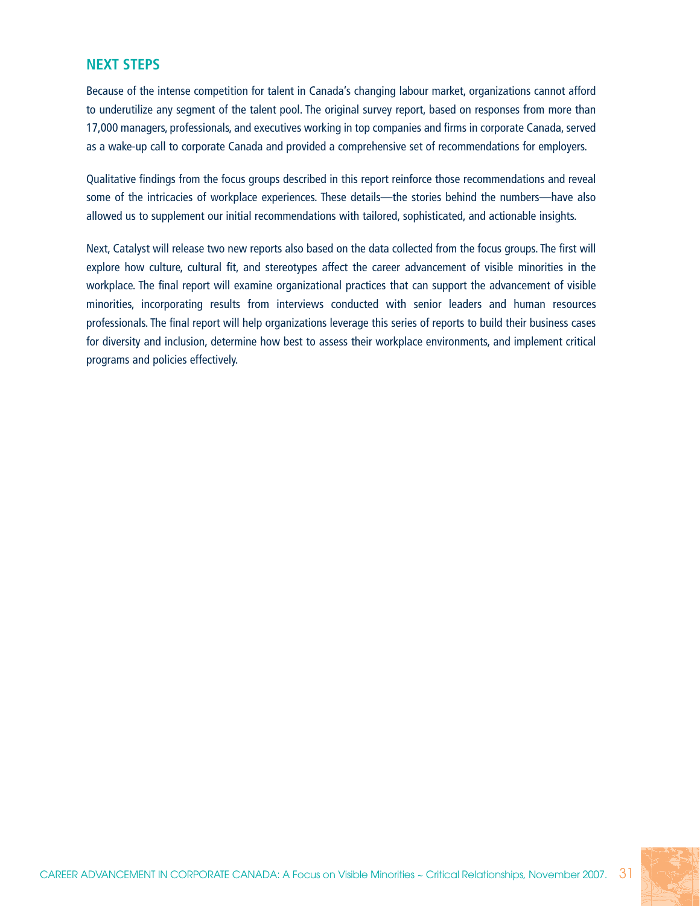## NEXT STEPS

Because of the intense competition for talent in Canada's changing labour market, organizations cannot afford to underutilize any segment of the talent pool. The original survey report, based on responses from more than 17,000 managers, professionals, and executives working in top companies and firms in corporate Canada, served as a wake-up call to corporate Canada and provided a comprehensive set of recommendations for employers.

Qualitative findings from the focus groups described in this report reinforce those recommendations and reveal some of the intricacies of workplace experiences. These details—the stories behind the numbers—have also allowed us to supplement our initial recommendations with tailored, sophisticated, and actionable insights.

Next, Catalyst will release two new reports also based on the data collected from the focus groups. The first will explore how culture, cultural fit, and stereotypes affect the career advancement of visible minorities in the workplace. The final report will examine organizational practices that can support the advancement of visible minorities, incorporating results from interviews conducted with senior leaders and human resources professionals. The final report will help organizations leverage this series of reports to build their business cases for diversity and inclusion, determine how best to assess their workplace environments, and implement critical programs and policies effectively.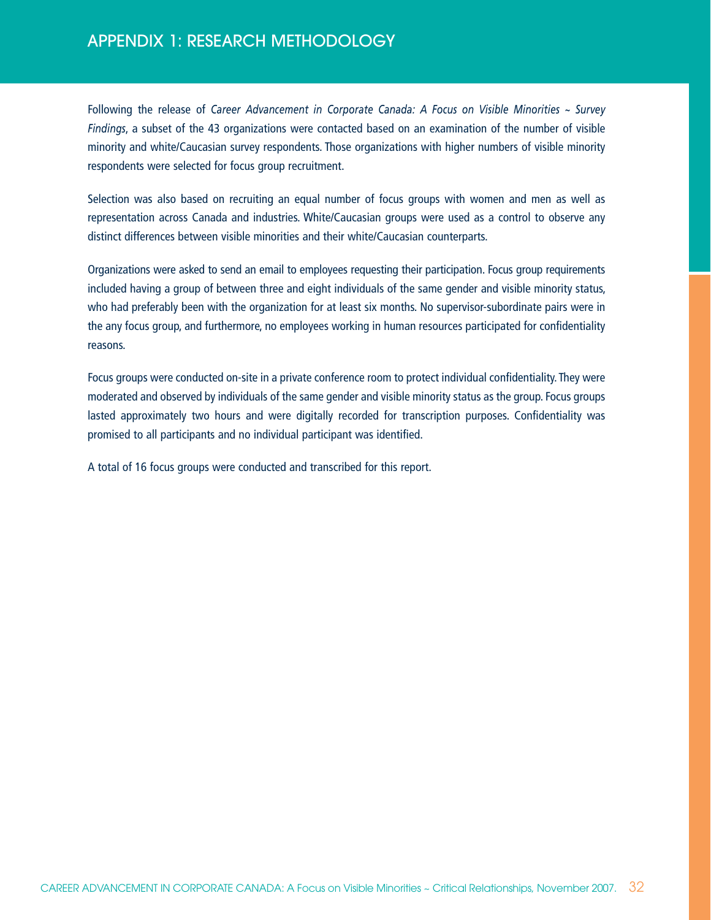# APPENDIX 1: RESEARCH METHODOLOGY

Following the release of *Career Advancement in Corporate Canada: A Focus on Visible Minorities ~ Survey Findings*, a subset of the 43 organizations were contacted based on an examination of the number of visible minority and white/Caucasian survey respondents. Those organizations with higher numbers of visible minority respondents were selected for focus group recruitment.

Selection was also based on recruiting an equal number of focus groups with women and men as well as representation across Canada and industries. White/Caucasian groups were used as a control to observe any distinct differences between visible minorities and their white/Caucasian counterparts.

Organizations were asked to send an email to employees requesting their participation. Focus group requirements included having a group of between three and eight individuals of the same gender and visible minority status, who had preferably been with the organization for at least six months. No supervisor-subordinate pairs were in the any focus group, and furthermore, no employees working in human resources participated for confidentiality reasons.

Focus groups were conducted on-site in a private conference room to protect individual confidentiality. They were moderated and observed by individuals of the same gender and visible minority status as the group. Focus groups lasted approximately two hours and were digitally recorded for transcription purposes. Confidentiality was promised to all participants and no individual participant was identified.

A total of 16 focus groups were conducted and transcribed for this report.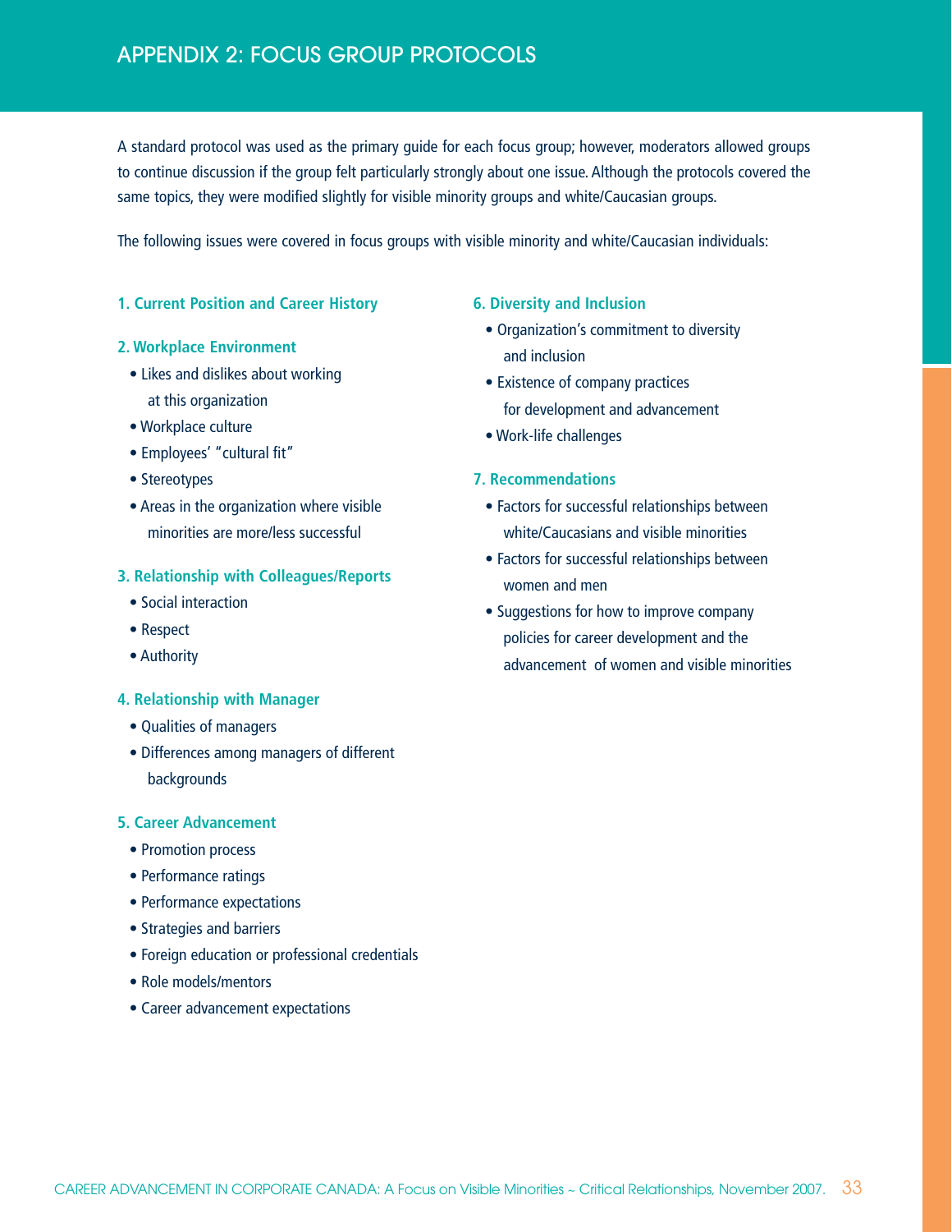# APPENDIX 2: FOCUS GROUP PROTOCOLS

A standard protocol was used as the primary guide for each focus group; however, moderators allowed groups to continue discussion if the group felt particularly strongly about one issue. Although the protocols covered the same topics, they were modified slightly for visible minority groups and white/Caucasian groups.

The following issues were covered in focus groups with visible minority and white/Caucasian individuals:

**1. Current Position and Career History**

**2. Workplace Environment**

- Likes and dislikes about working at this organization
- Workplace culture
- Employees' "cultural fit"
- Stereotypes
- Areas in the organization where visible minorities are more/less successful

**3. Relationship with Colleagues/Reports**

- Social interaction
- Respect
- Authority

**4. Relationship with Manager**

- Qualities of managers
- Differences among managers of different backgrounds

**5. Career Advancement**

- Promotion process
- Performance ratings
- Performance expectations
- Strategies and barriers
- Foreign education or professional credentials
- Role models/mentors
- Career advancement expectations

**6. Diversity and Inclusion**

- Organization's commitment to diversity and inclusion
- Existence of company practices for development and advancement
- Work-life challenges

**7. Recommendations**

- Factors for successful relationships between white/Caucasians and visible minorities
- Factors for successful relationships between women and men
- Suggestions for how to improve company policies for career development and the advancement of women and visible minorities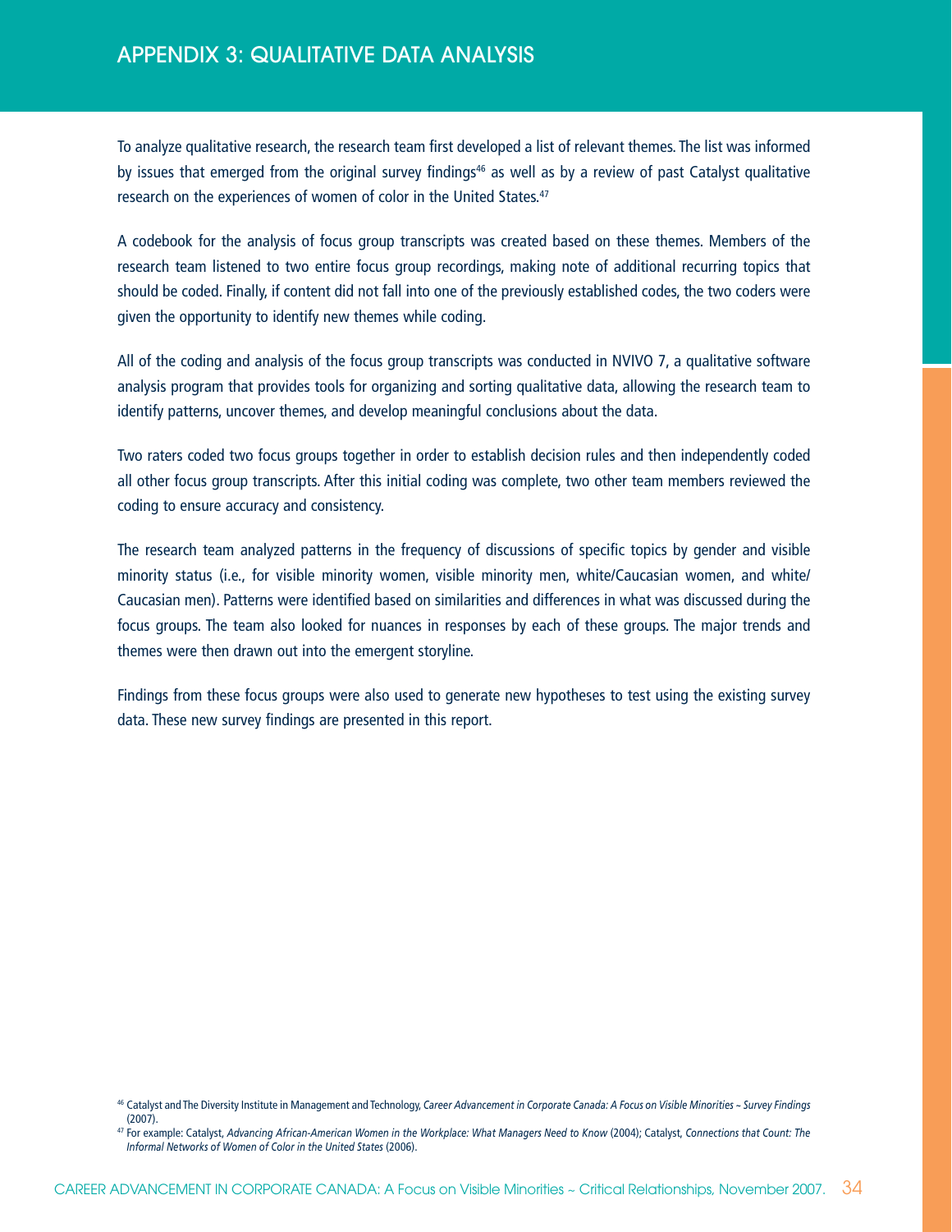# APPENDIX 3: QUALITATIVE DATA ANALYSIS

To analyze qualitative research, the research team first developed a list of relevant themes. The list was informed by issues that emerged from the original survey findings[46] as well as by a review of past Catalyst qualitative research on the experiences of women of color in the United States.[47]

A codebook for the analysis of focus group transcripts was created based on these themes. Members of the research team listened to two entire focus group recordings, making note of additional recurring topics that should be coded. Finally, if content did not fall into one of the previously established codes, the two coders were given the opportunity to identify new themes while coding.

All of the coding and analysis of the focus group transcripts was conducted in NVIVO 7, a qualitative software analysis program that provides tools for organizing and sorting qualitative data, allowing the research team to identify patterns, uncover themes, and develop meaningful conclusions about the data.

Two raters coded two focus groups together in order to establish decision rules and then independently coded all other focus group transcripts. After this initial coding was complete, two other team members reviewed the coding to ensure accuracy and consistency.

The research team analyzed patterns in the frequency of discussions of specific topics by gender and visible minority status (i.e., for visible minority women, visible minority men, white/Caucasian women, and white/Caucasian men). Patterns were identified based on similarities and differences in what was discussed during the focus groups. The team also looked for nuances in responses by each of these groups. The major trends and themes were then drawn out into the emergent storyline.

Findings from these focus groups were also used to generate new hypotheses to test using the existing survey data. These new survey findings are presented in this report.

[46] Catalyst and The Diversity Institute in Management and Technology, *Career Advancement in Corporate Canada: A Focus on Visible Minorities ~ Survey Findings* (2007).

[47] For example: Catalyst, *Advancing African-American Women in the Workplace: What Managers Need to Know* (2004); Catalyst, *Connections that Count: The Informal Networks of Women of Color in the United States* (2006).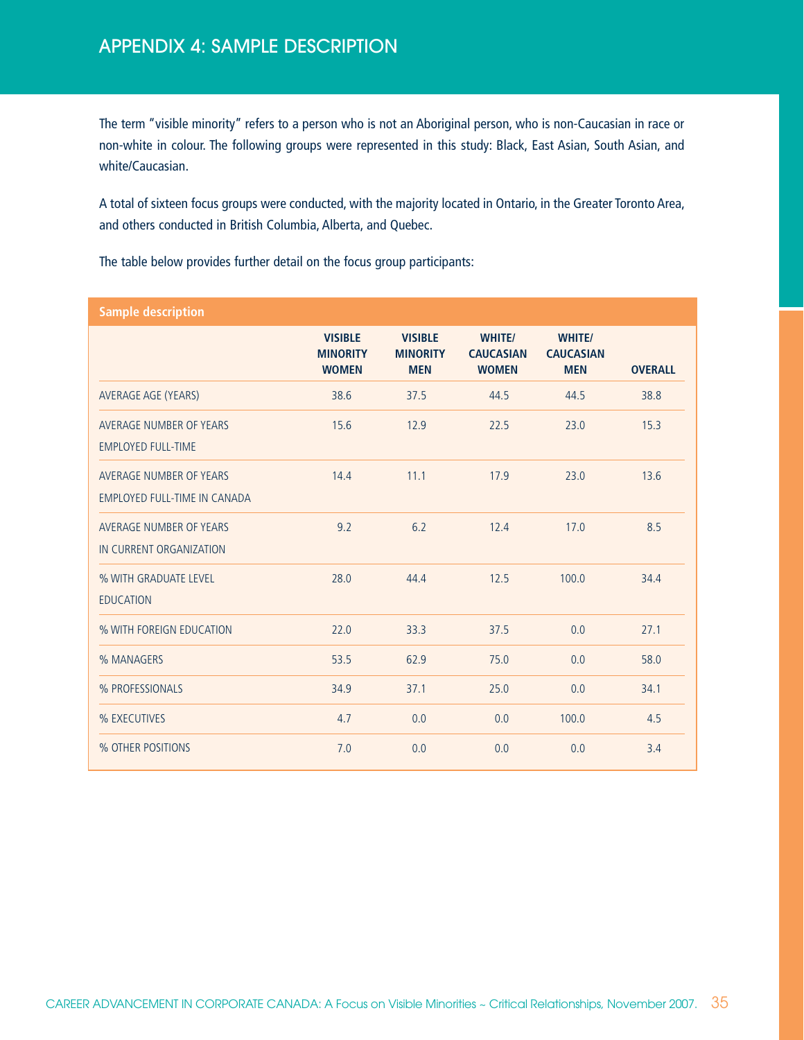# APPENDIX 4: SAMPLE DESCRIPTION

The term "visible minority" refers to a person who is not an Aboriginal person, who is non-Caucasian in race or non-white in colour. The following groups were represented in this study: Black, East Asian, South Asian, and white/Caucasian.

A total of sixteen focus groups were conducted, with the majority located in Ontario, in the Greater Toronto Area, and others conducted in British Columbia, Alberta, and Quebec.

The table below provides further detail on the focus group participants:

**Sample description**

| | VISIBLE MINORITY WOMEN | VISIBLE MINORITY MEN | WHITE/ CAUCASIAN WOMEN | WHITE/ CAUCASIAN MEN | OVERALL |
|---|---|---|---|---|---|
| AVERAGE AGE (YEARS) | 38.6 | 37.5 | 44.5 | 44.5 | 38.8 |
| AVERAGE NUMBER OF YEARS EMPLOYED FULL-TIME | 15.6 | 12.9 | 22.5 | 23.0 | 15.3 |
| AVERAGE NUMBER OF YEARS EMPLOYED FULL-TIME IN CANADA | 14.4 | 11.1 | 17.9 | 23.0 | 13.6 |
| AVERAGE NUMBER OF YEARS IN CURRENT ORGANIZATION | 9.2 | 6.2 | 12.4 | 17.0 | 8.5 |
| % WITH GRADUATE LEVEL EDUCATION | 28.0 | 44.4 | 12.5 | 100.0 | 34.4 |
| % WITH FOREIGN EDUCATION | 22.0 | 33.3 | 37.5 | 0.0 | 27.1 |
| % MANAGERS | 53.5 | 62.9 | 75.0 | 0.0 | 58.0 |
| % PROFESSIONALS | 34.9 | 37.1 | 25.0 | 0.0 | 34.1 |
| % EXECUTIVES | 4.7 | 0.0 | 0.0 | 100.0 | 4.5 |
| % OTHER POSITIONS | 7.0 | 0.0 | 0.0 | 0.0 | 3.4 |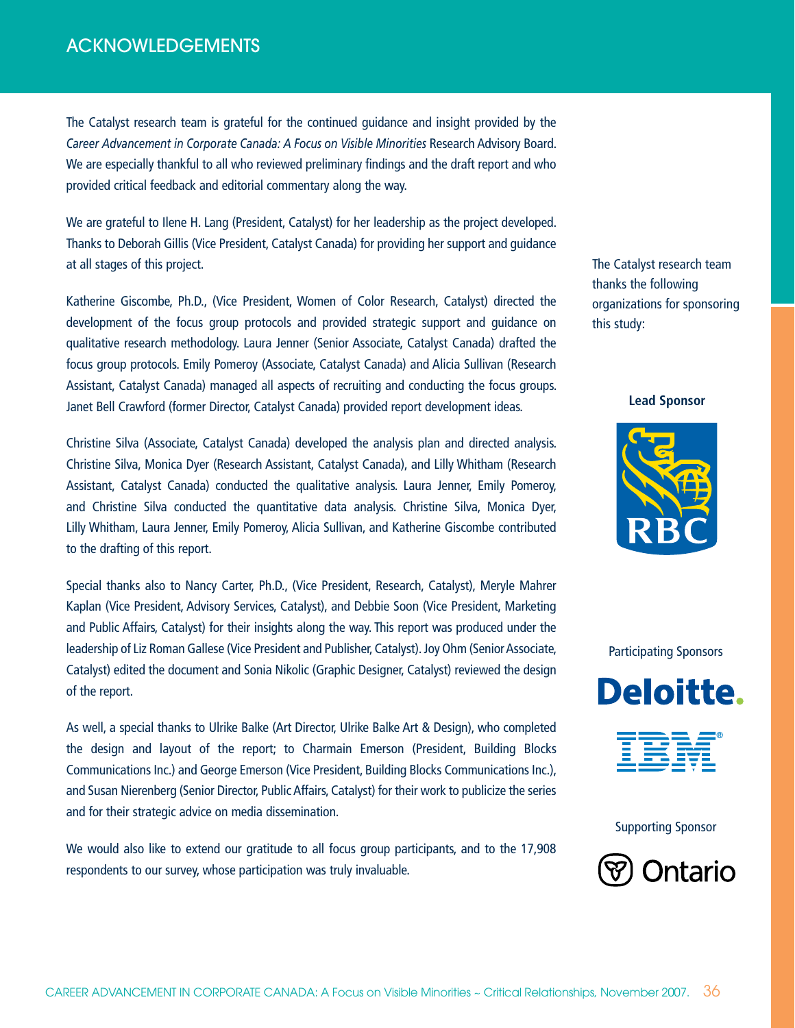# ACKNOWLEDGEMENTS

The Catalyst research team is grateful for the continued guidance and insight provided by the *Career Advancement in Corporate Canada: A Focus on Visible Minorities* Research Advisory Board. We are especially thankful to all who reviewed preliminary findings and the draft report and who provided critical feedback and editorial commentary along the way.

We are grateful to Ilene H. Lang (President, Catalyst) for her leadership as the project developed. Thanks to Deborah Gillis (Vice President, Catalyst Canada) for providing her support and guidance at all stages of this project.

Katherine Giscombe, Ph.D., (Vice President, Women of Color Research, Catalyst) directed the development of the focus group protocols and provided strategic support and guidance on qualitative research methodology. Laura Jenner (Senior Associate, Catalyst Canada) drafted the focus group protocols. Emily Pomeroy (Associate, Catalyst Canada) and Alicia Sullivan (Research Assistant, Catalyst Canada) managed all aspects of recruiting and conducting the focus groups. Janet Bell Crawford (former Director, Catalyst Canada) provided report development ideas.

Christine Silva (Associate, Catalyst Canada) developed the analysis plan and directed analysis. Christine Silva, Monica Dyer (Research Assistant, Catalyst Canada), and Lilly Whitham (Research Assistant, Catalyst Canada) conducted the qualitative analysis. Laura Jenner, Emily Pomeroy, and Christine Silva conducted the quantitative data analysis. Christine Silva, Monica Dyer, Lilly Whitham, Laura Jenner, Emily Pomeroy, Alicia Sullivan, and Katherine Giscombe contributed to the drafting of this report.

Special thanks also to Nancy Carter, Ph.D., (Vice President, Research, Catalyst), Meryle Mahrer Kaplan (Vice President, Advisory Services, Catalyst), and Debbie Soon (Vice President, Marketing and Public Affairs, Catalyst) for their insights along the way. This report was produced under the leadership of Liz Roman Gallese (Vice President and Publisher, Catalyst). Joy Ohm (Senior Associate, Catalyst) edited the document and Sonia Nikolic (Graphic Designer, Catalyst) reviewed the design of the report.

As well, a special thanks to Ulrike Balke (Art Director, Ulrike Balke Art & Design), who completed the design and layout of the report; to Charmain Emerson (President, Building Blocks Communications Inc.) and George Emerson (Vice President, Building Blocks Communications Inc.), and Susan Nierenberg (Senior Director, Public Affairs, Catalyst) for their work to publicize the series and for their strategic advice on media dissemination.

We would also like to extend our gratitude to all focus group participants, and to the 17,908 respondents to our survey, whose participation was truly invaluable.

The Catalyst research team thanks the following organizations for sponsoring this study:

**Lead Sponsor**

RBC

Participating Sponsors

Deloitte.

IBM

Supporting Sponsor

Ontario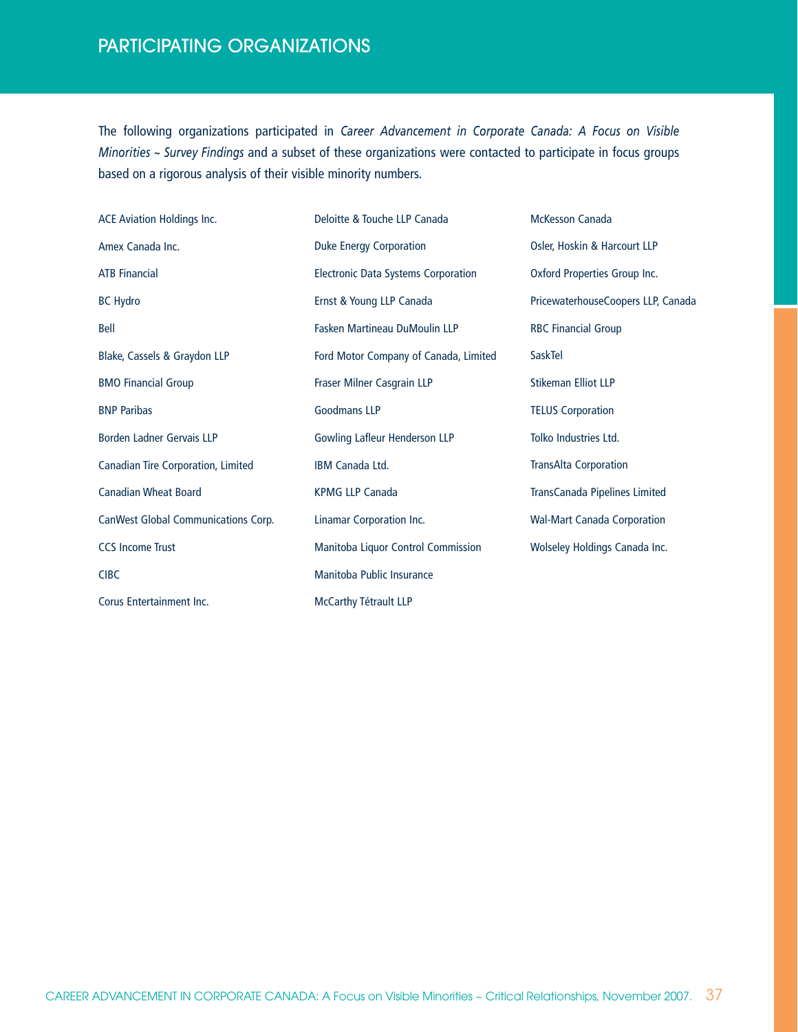# PARTICIPATING ORGANIZATIONS

The following organizations participated in *Career Advancement in Corporate Canada: A Focus on Visible Minorities ~ Survey Findings* and a subset of these organizations were contacted to participate in focus groups based on a rigorous analysis of their visible minority numbers.

ACE Aviation Holdings Inc.

Amex Canada Inc.

ATB Financial

BC Hydro

Bell

Blake, Cassels & Graydon LLP

BMO Financial Group

BNP Paribas

Borden Ladner Gervais LLP

Canadian Tire Corporation, Limited

Canadian Wheat Board

CanWest Global Communications Corp.

CCS Income Trust

CIBC

Corus Entertainment Inc.

Deloitte & Touche LLP Canada

Duke Energy Corporation

Electronic Data Systems Corporation

Ernst & Young LLP Canada

Fasken Martineau DuMoulin LLP

Ford Motor Company of Canada, Limited

Fraser Milner Casgrain LLP

Goodmans LLP

Gowling Lafleur Henderson LLP

IBM Canada Ltd.

KPMG LLP Canada

Linamar Corporation Inc.

Manitoba Liquor Control Commission

Manitoba Public Insurance

McCarthy Tétrault LLP

McKesson Canada

Osler, Hoskin & Harcourt LLP

Oxford Properties Group Inc.

PricewaterhouseCoopers LLP, Canada

RBC Financial Group

SaskTel

Stikeman Elliot LLP

TELUS Corporation

Tolko Industries Ltd.

TransAlta Corporation

TransCanada Pipelines Limited

Wal-Mart Canada Corporation

Wolseley Holdings Canada Inc.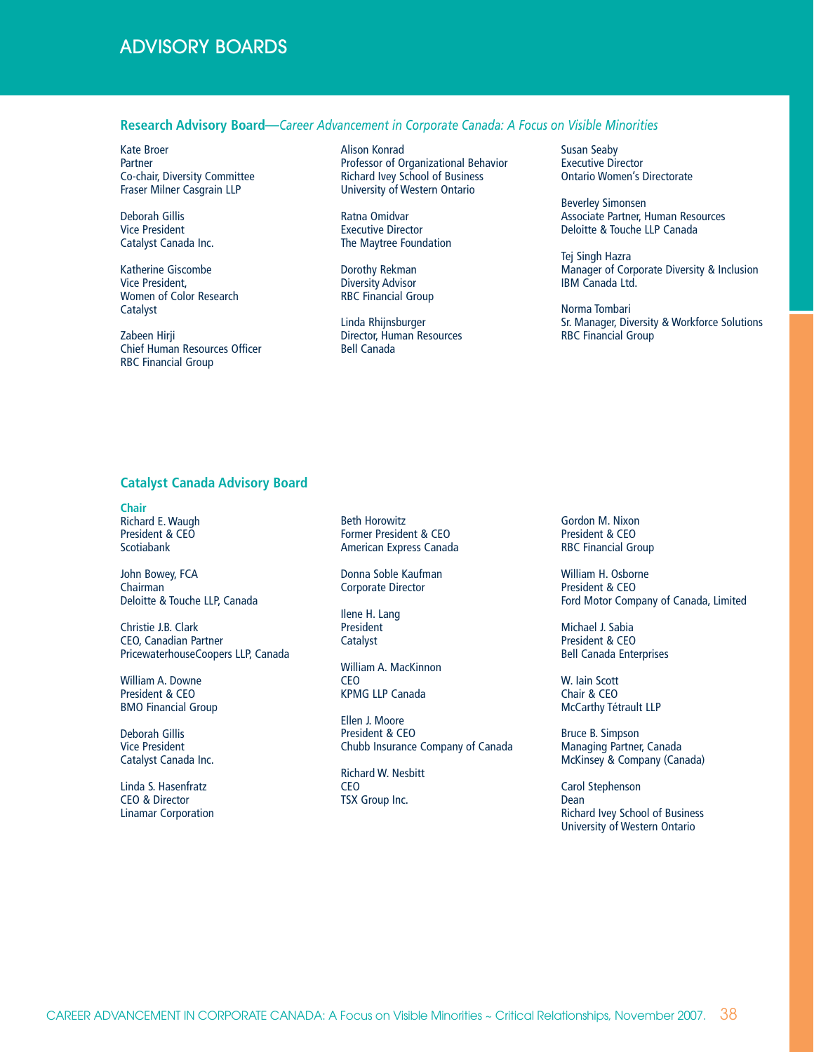# ADVISORY BOARDS

## Research Advisory Board—*Career Advancement in Corporate Canada: A Focus on Visible Minorities*

Kate Broer
Partner
Co-chair, Diversity Committee
Fraser Milner Casgrain LLP

Deborah Gillis
Vice President
Catalyst Canada Inc.

Katherine Giscombe
Vice President,
Women of Color Research
Catalyst

Zabeen Hirji
Chief Human Resources Officer
RBC Financial Group

Alison Konrad
Professor of Organizational Behavior
Richard Ivey School of Business
University of Western Ontario

Ratna Omidvar
Executive Director
The Maytree Foundation

Dorothy Rekman
Diversity Advisor
RBC Financial Group

Linda Rhijnsburger
Director, Human Resources
Bell Canada

Susan Seaby
Executive Director
Ontario Women's Directorate

Beverley Simonsen
Associate Partner, Human Resources
Deloitte & Touche LLP Canada

Tej Singh Hazra
Manager of Corporate Diversity & Inclusion
IBM Canada Ltd.

Norma Tombari
Sr. Manager, Diversity & Workforce Solutions
RBC Financial Group

## Catalyst Canada Advisory Board

**Chair**
Richard E. Waugh
President & CEO
Scotiabank

John Bowey, FCA
Chairman
Deloitte & Touche LLP, Canada

Christie J.B. Clark
CEO, Canadian Partner
PricewaterhouseCoopers LLP, Canada

William A. Downe
President & CEO
BMO Financial Group

Deborah Gillis
Vice President
Catalyst Canada Inc.

Linda S. Hasenfratz
CEO & Director
Linamar Corporation

Beth Horowitz
Former President & CEO
American Express Canada

Donna Soble Kaufman
Corporate Director

Ilene H. Lang
President
Catalyst

William A. MacKinnon
CEO
KPMG LLP Canada

Ellen J. Moore
President & CEO
Chubb Insurance Company of Canada

Richard W. Nesbitt
CEO
TSX Group Inc.

Gordon M. Nixon
President & CEO
RBC Financial Group

William H. Osborne
President & CEO
Ford Motor Company of Canada, Limited

Michael J. Sabia
President & CEO
Bell Canada Enterprises

W. Iain Scott
Chair & CEO
McCarthy Tétrault LLP

Bruce B. Simpson
Managing Partner, Canada
McKinsey & Company (Canada)

Carol Stephenson
Dean
Richard Ivey School of Business
University of Western Ontario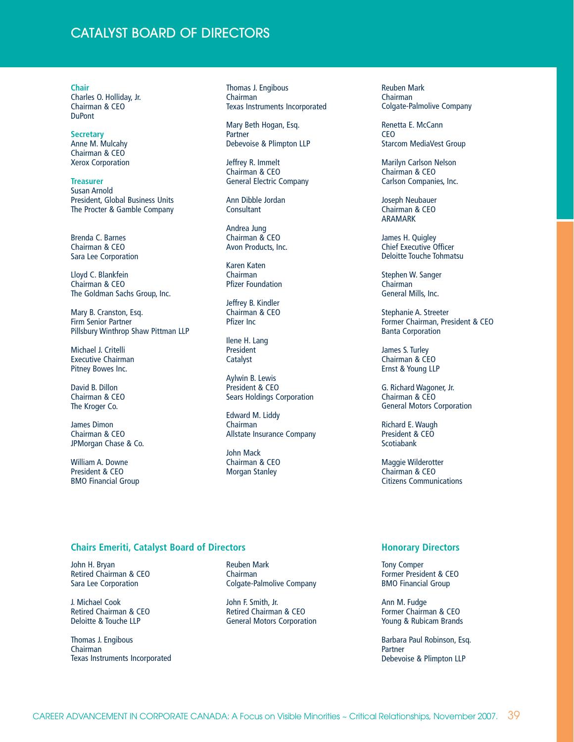# CATALYST BOARD OF DIRECTORS

**Chair**
Charles O. Holliday, Jr.
Chairman & CEO
DuPont

**Secretary**
Anne M. Mulcahy
Chairman & CEO
Xerox Corporation

**Treasurer**
Susan Arnold
President, Global Business Units
The Procter & Gamble Company

Brenda C. Barnes
Chairman & CEO
Sara Lee Corporation

Lloyd C. Blankfein
Chairman & CEO
The Goldman Sachs Group, Inc.

Mary B. Cranston, Esq.
Firm Senior Partner
Pillsbury Winthrop Shaw Pittman LLP

Michael J. Critelli
Executive Chairman
Pitney Bowes Inc.

David B. Dillon
Chairman & CEO
The Kroger Co.

James Dimon
Chairman & CEO
JPMorgan Chase & Co.

William A. Downe
President & CEO
BMO Financial Group

Thomas J. Engibous
Chairman
Texas Instruments Incorporated

Mary Beth Hogan, Esq.
Partner
Debevoise & Plimpton LLP

Jeffrey R. Immelt
Chairman & CEO
General Electric Company

Ann Dibble Jordan
Consultant

Andrea Jung
Chairman & CEO
Avon Products, Inc.

Karen Katen
Chairman
Pfizer Foundation

Jeffrey B. Kindler
Chairman & CEO
Pfizer Inc

Ilene H. Lang
President
Catalyst

Aylwin B. Lewis
President & CEO
Sears Holdings Corporation

Edward M. Liddy
Chairman
Allstate Insurance Company

John Mack
Chairman & CEO
Morgan Stanley

Reuben Mark
Chairman
Colgate-Palmolive Company

Renetta E. McCann
CEO
Starcom MediaVest Group

Marilyn Carlson Nelson
Chairman & CEO
Carlson Companies, Inc.

Joseph Neubauer
Chairman & CEO
ARAMARK

James H. Quigley
Chief Executive Officer
Deloitte Touche Tohmatsu

Stephen W. Sanger
Chairman
General Mills, Inc.

Stephanie A. Streeter
Former Chairman, President & CEO
Banta Corporation

James S. Turley
Chairman & CEO
Ernst & Young LLP

G. Richard Wagoner, Jr.
Chairman & CEO
General Motors Corporation

Richard E. Waugh
President & CEO
Scotiabank

Maggie Wilderotter
Chairman & CEO
Citizens Communications

## Chairs Emeriti, Catalyst Board of Directors

John H. Bryan
Retired Chairman & CEO
Sara Lee Corporation

J. Michael Cook
Retired Chairman & CEO
Deloitte & Touche LLP

Thomas J. Engibous
Chairman
Texas Instruments Incorporated

Reuben Mark
Chairman
Colgate-Palmolive Company

John F. Smith, Jr.
Retired Chairman & CEO
General Motors Corporation

## Honorary Directors

Tony Comper
Former President & CEO
BMO Financial Group

Ann M. Fudge
Former Chairman & CEO
Young & Rubicam Brands

Barbara Paul Robinson, Esq.
Partner
Debevoise & Plimpton LLP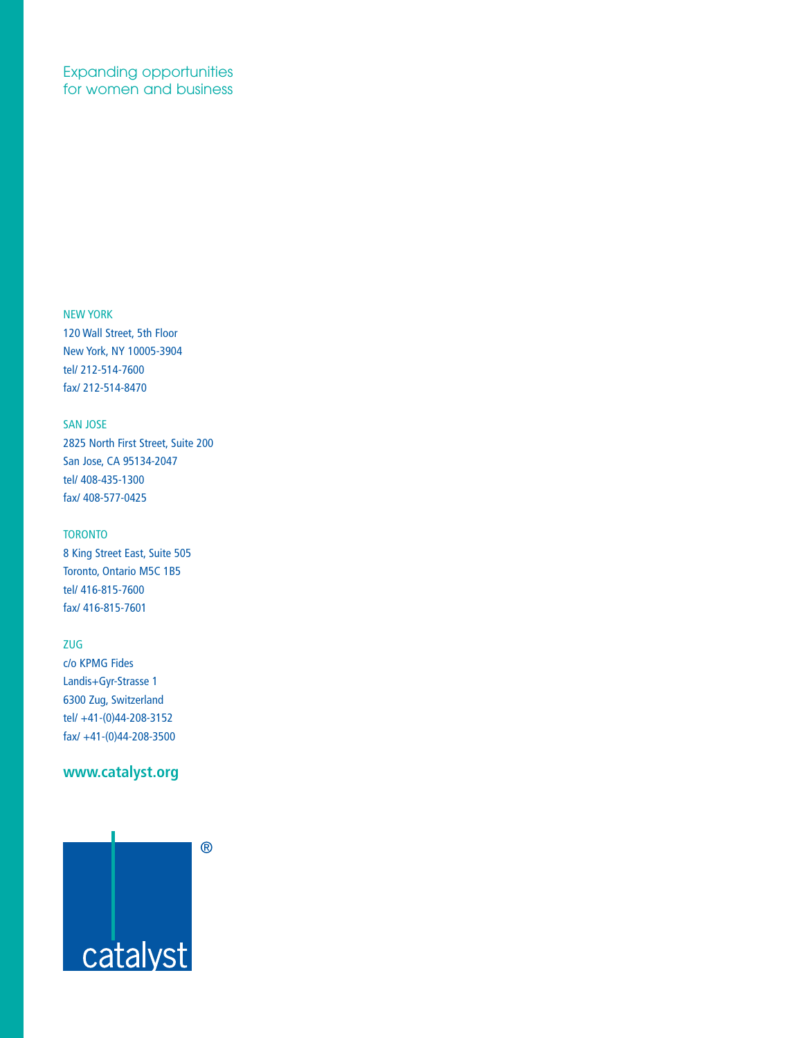Expanding opportunities
for women and business

NEW YORK
120 Wall Street, 5th Floor
New York, NY 10005-3904
tel/ 212-514-7600
fax/ 212-514-8470

SAN JOSE
2825 North First Street, Suite 200
San Jose, CA 95134-2047
tel/ 408-435-1300
fax/ 408-577-0425

TORONTO
8 King Street East, Suite 505
Toronto, Ontario M5C 1B5
tel/ 416-815-7600
fax/ 416-815-7601

ZUG
c/o KPMG Fides
Landis+Gyr-Strasse 1
6300 Zug, Switzerland
tel/ +41-(0)44-208-3152
fax/ +41-(0)44-208-3500

**www.catalyst.org**

catalyst®